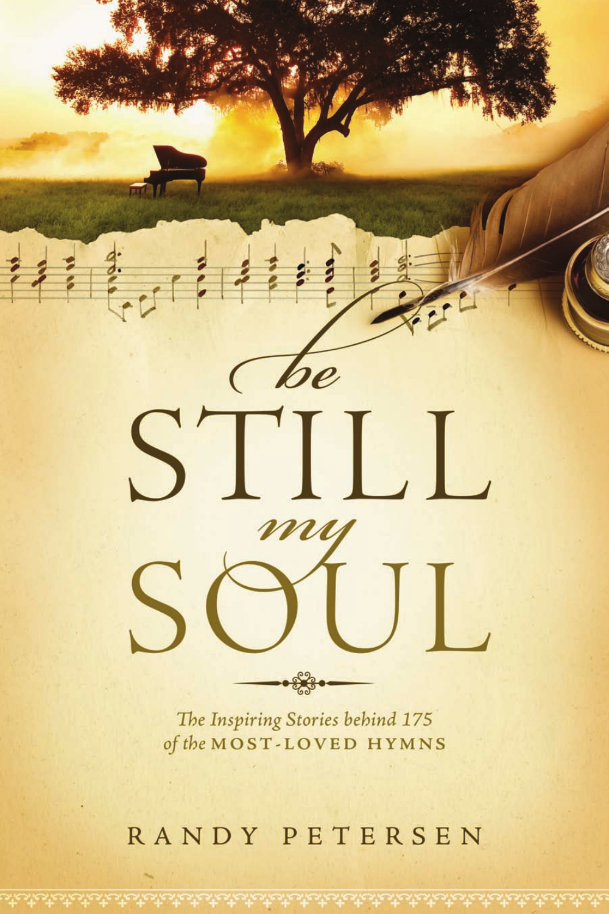# be STILL my SOUL

*The Inspiring Stories behind 175 of the* MOST-LOVED HYMNS

RANDY PETERSEN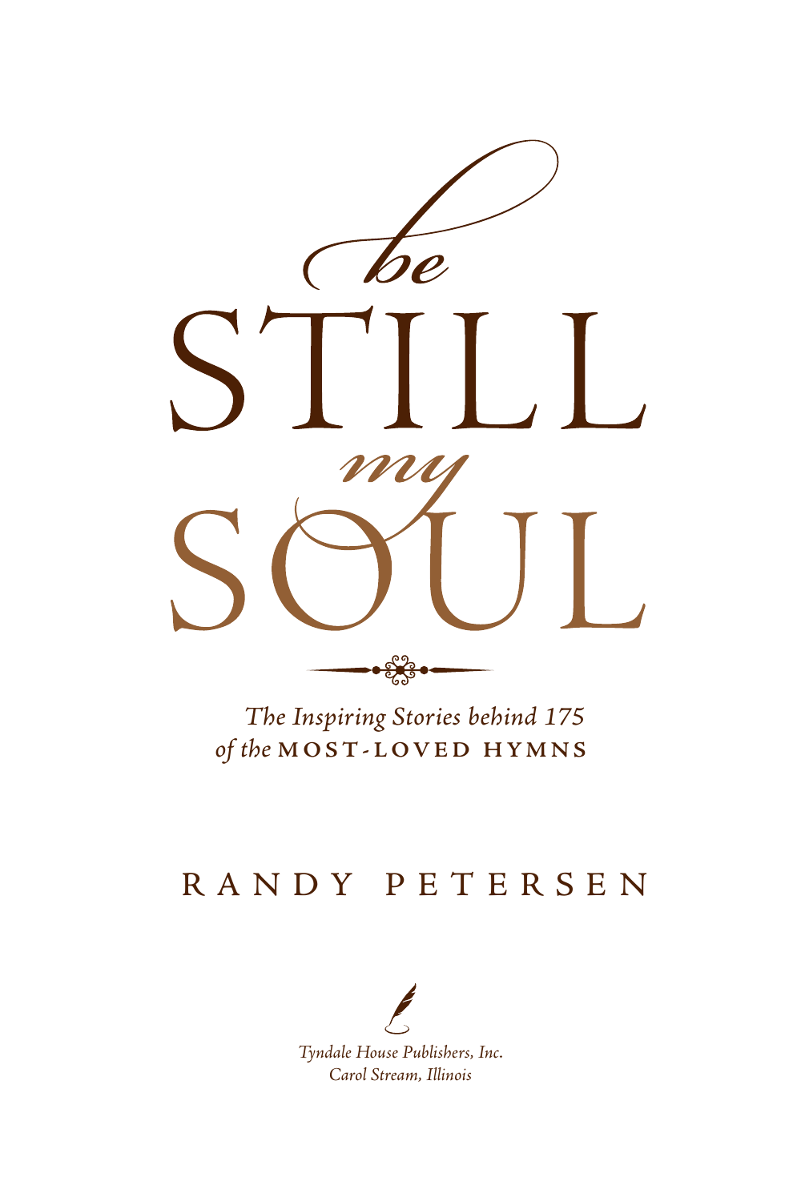# *be* STILL *my* SOUL

*The Inspiring Stories behind 175 of the* MOST-LOVED HYMNS

RANDY PETERSEN

*Tyndale House Publishers, Inc.*
*Carol Stream, Illinois*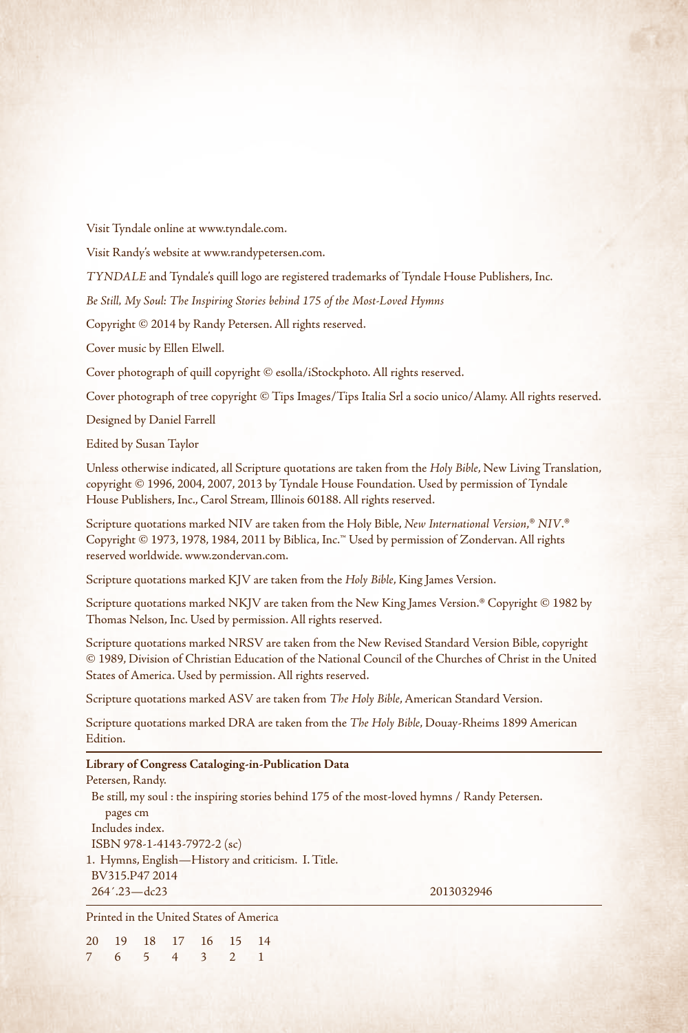Visit Tyndale online at www.tyndale.com.

Visit Randy's website at www.randypetersen.com.

*TYNDALE* and Tyndale's quill logo are registered trademarks of Tyndale House Publishers, Inc.

*Be Still, My Soul: The Inspiring Stories behind 175 of the Most-Loved Hymns*

Copyright © 2014 by Randy Petersen. All rights reserved.

Cover music by Ellen Elwell.

Cover photograph of quill copyright © esolla/iStockphoto. All rights reserved.

Cover photograph of tree copyright © Tips Images/Tips Italia Srl a socio unico/Alamy. All rights reserved.

Designed by Daniel Farrell

Edited by Susan Taylor

Unless otherwise indicated, all Scripture quotations are taken from the *Holy Bible*, New Living Translation, copyright © 1996, 2004, 2007, 2013 by Tyndale House Foundation. Used by permission of Tyndale House Publishers, Inc., Carol Stream, Illinois 60188. All rights reserved.

Scripture quotations marked NIV are taken from the Holy Bible, *New International Version*,® *NIV*.® Copyright © 1973, 1978, 1984, 2011 by Biblica, Inc.™ Used by permission of Zondervan. All rights reserved worldwide. www.zondervan.com.

Scripture quotations marked KJV are taken from the *Holy Bible*, King James Version.

Scripture quotations marked NKJV are taken from the New King James Version.® Copyright © 1982 by Thomas Nelson, Inc. Used by permission. All rights reserved.

Scripture quotations marked NRSV are taken from the New Revised Standard Version Bible, copyright © 1989, Division of Christian Education of the National Council of the Churches of Christ in the United States of America. Used by permission. All rights reserved.

Scripture quotations marked ASV are taken from *The Holy Bible*, American Standard Version.

Scripture quotations marked DRA are taken from the *The Holy Bible*, Douay-Rheims 1899 American Edition.

---

**Library of Congress Cataloging-in-Publication Data**

Petersen, Randy.
 Be still, my soul : the inspiring stories behind 175 of the most-loved hymns / Randy Petersen.
  pages cm
 Includes index.
 ISBN 978-1-4143-7972-2 (sc)
1. Hymns, English—History and criticism. I. Title.
 BV315.P47 2014
 264′.23—dc23                                        2013032946

---

Printed in the United States of America

20 19 18 17 16 15 14
7 6 5 4 3 2 1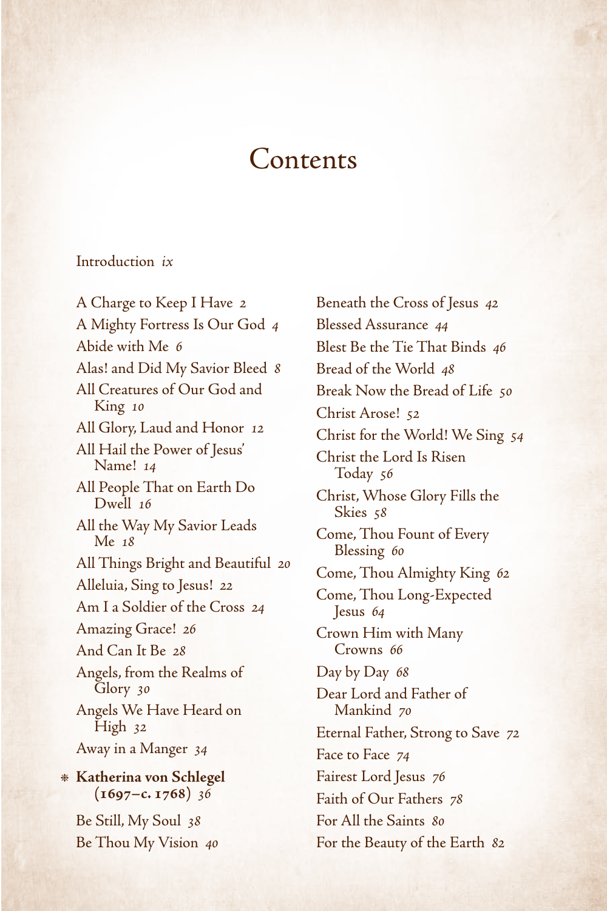# Contents

Introduction *ix*

A Charge to Keep I Have *2*
A Mighty Fortress Is Our God *4*
Abide with Me *6*
Alas! and Did My Savior Bleed *8*
All Creatures of Our God and King *10*
All Glory, Laud and Honor *12*
All Hail the Power of Jesus' Name! *14*
All People That on Earth Do Dwell *16*
All the Way My Savior Leads Me *18*
All Things Bright and Beautiful *20*
Alleluia, Sing to Jesus! *22*
Am I a Soldier of the Cross *24*
Amazing Grace! *26*
And Can It Be *28*
Angels, from the Realms of Glory *30*
Angels We Have Heard on High *32*
Away in a Manger *34*

❈ **Katherina von Schlegel (1697–c. 1768)** *36*

Be Still, My Soul *38*
Be Thou My Vision *40*
Beneath the Cross of Jesus *42*
Blessed Assurance *44*
Blest Be the Tie That Binds *46*
Bread of the World *48*
Break Now the Bread of Life *50*
Christ Arose! *52*
Christ for the World! We Sing *54*
Christ the Lord Is Risen Today *56*
Christ, Whose Glory Fills the Skies *58*
Come, Thou Fount of Every Blessing *60*
Come, Thou Almighty King *62*
Come, Thou Long-Expected Jesus *64*
Crown Him with Many Crowns *66*
Day by Day *68*
Dear Lord and Father of Mankind *70*
Eternal Father, Strong to Save *72*
Face to Face *74*
Fairest Lord Jesus *76*
Faith of Our Fathers *78*
For All the Saints *80*
For the Beauty of the Earth *82*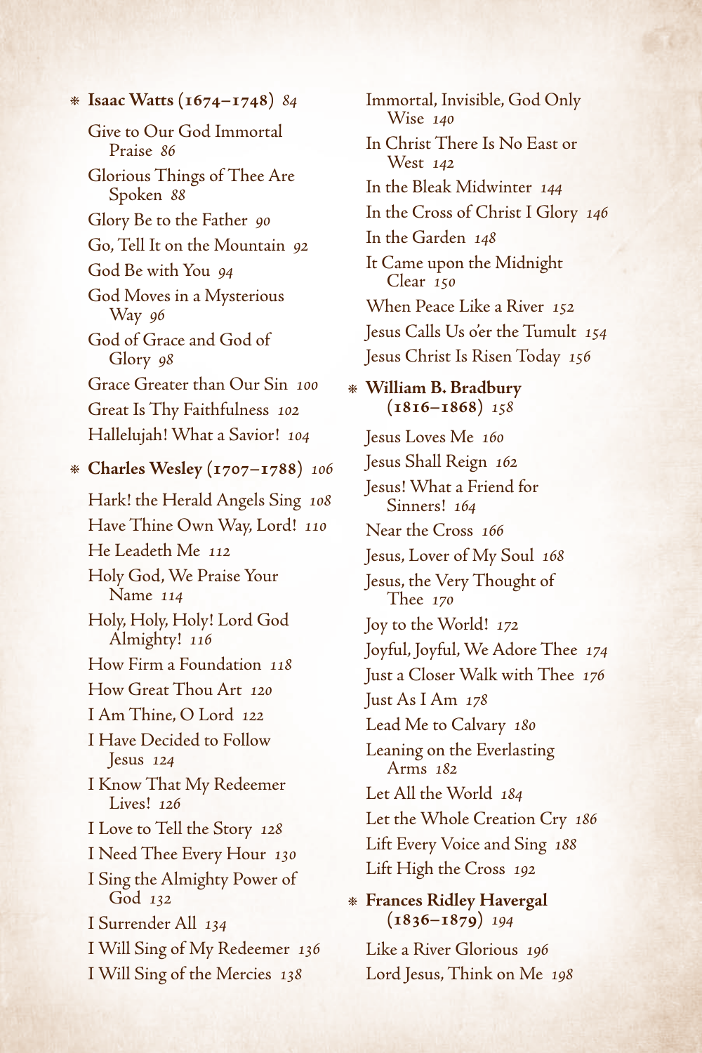❋ **Isaac Watts (1674–1748)** *84*

Give to Our God Immortal Praise *86*

Glorious Things of Thee Are Spoken *88*

Glory Be to the Father *90*

Go, Tell It on the Mountain *92*

God Be with You *94*

God Moves in a Mysterious Way *96*

God of Grace and God of Glory *98*

Grace Greater than Our Sin *100*

Great Is Thy Faithfulness *102*

Hallelujah! What a Savior! *104*

❋ **Charles Wesley (1707–1788)** *106*

Hark! the Herald Angels Sing *108*

Have Thine Own Way, Lord! *110*

He Leadeth Me *112*

Holy God, We Praise Your Name *114*

Holy, Holy, Holy! Lord God Almighty! *116*

How Firm a Foundation *118*

How Great Thou Art *120*

I Am Thine, O Lord *122*

I Have Decided to Follow Jesus *124*

I Know That My Redeemer Lives! *126*

I Love to Tell the Story *128*

I Need Thee Every Hour *130*

I Sing the Almighty Power of God *132*

I Surrender All *134*

I Will Sing of My Redeemer *136*

I Will Sing of the Mercies *138*

Immortal, Invisible, God Only Wise *140*

In Christ There Is No East or West *142*

In the Bleak Midwinter *144*

In the Cross of Christ I Glory *146*

In the Garden *148*

It Came upon the Midnight Clear *150*

When Peace Like a River *152*

Jesus Calls Us o'er the Tumult *154*

Jesus Christ Is Risen Today *156*

❋ **William B. Bradbury (1816–1868)** *158*

Jesus Loves Me *160*

Jesus Shall Reign *162*

Jesus! What a Friend for Sinners! *164*

Near the Cross *166*

Jesus, Lover of My Soul *168*

Jesus, the Very Thought of Thee *170*

Joy to the World! *172*

Joyful, Joyful, We Adore Thee *174*

Just a Closer Walk with Thee *176*

Just As I Am *178*

Lead Me to Calvary *180*

Leaning on the Everlasting Arms *182*

Let All the World *184*

Let the Whole Creation Cry *186*

Lift Every Voice and Sing *188*

Lift High the Cross *192*

❋ **Frances Ridley Havergal (1836–1879)** *194*

Like a River Glorious *196*

Lord Jesus, Think on Me *198*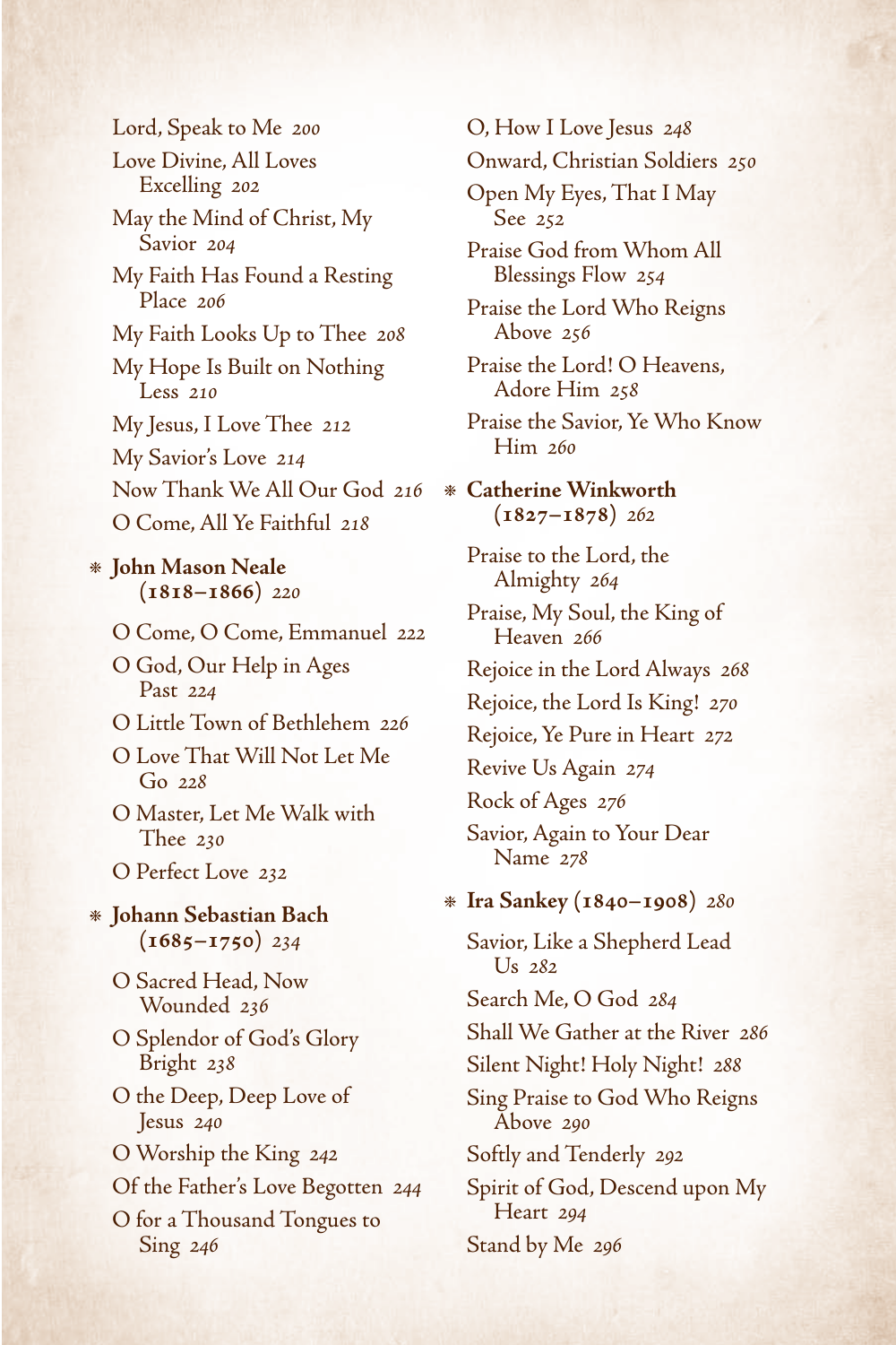Lord, Speak to Me *200*

Love Divine, All Loves Excelling *202*

May the Mind of Christ, My Savior *204*

My Faith Has Found a Resting Place *206*

My Faith Looks Up to Thee *208*

My Hope Is Built on Nothing Less *210*

My Jesus, I Love Thee *212*

My Savior's Love *214*

Now Thank We All Our God *216*

O Come, All Ye Faithful *218*

⁕ **John Mason Neale (1818–1866)** *220*

O Come, O Come, Emmanuel *222*

O God, Our Help in Ages Past *224*

O Little Town of Bethlehem *226*

O Love That Will Not Let Me Go *228*

O Master, Let Me Walk with Thee *230*

O Perfect Love *232*

⁕ **Johann Sebastian Bach (1685–1750)** *234*

O Sacred Head, Now Wounded *236*

O Splendor of God's Glory Bright *238*

O the Deep, Deep Love of Jesus *240*

O Worship the King *242*

Of the Father's Love Begotten *244*

O for a Thousand Tongues to Sing *246*

O, How I Love Jesus *248*

Onward, Christian Soldiers *250*

Open My Eyes, That I May See *252*

Praise God from Whom All Blessings Flow *254*

Praise the Lord Who Reigns Above *256*

Praise the Lord! O Heavens, Adore Him *258*

Praise the Savior, Ye Who Know Him *260*

⁕ **Catherine Winkworth (1827–1878)** *262*

Praise to the Lord, the Almighty *264*

Praise, My Soul, the King of Heaven *266*

Rejoice in the Lord Always *268*

Rejoice, the Lord Is King! *270*

Rejoice, Ye Pure in Heart *272*

Revive Us Again *274*

Rock of Ages *276*

Savior, Again to Your Dear Name *278*

⁕ **Ira Sankey (1840–1908)** *280*

Savior, Like a Shepherd Lead Us *282*

Search Me, O God *284*

Shall We Gather at the River *286*

Silent Night! Holy Night! *288*

Sing Praise to God Who Reigns Above *290*

Softly and Tenderly *292*

Spirit of God, Descend upon My Heart *294*

Stand by Me *296*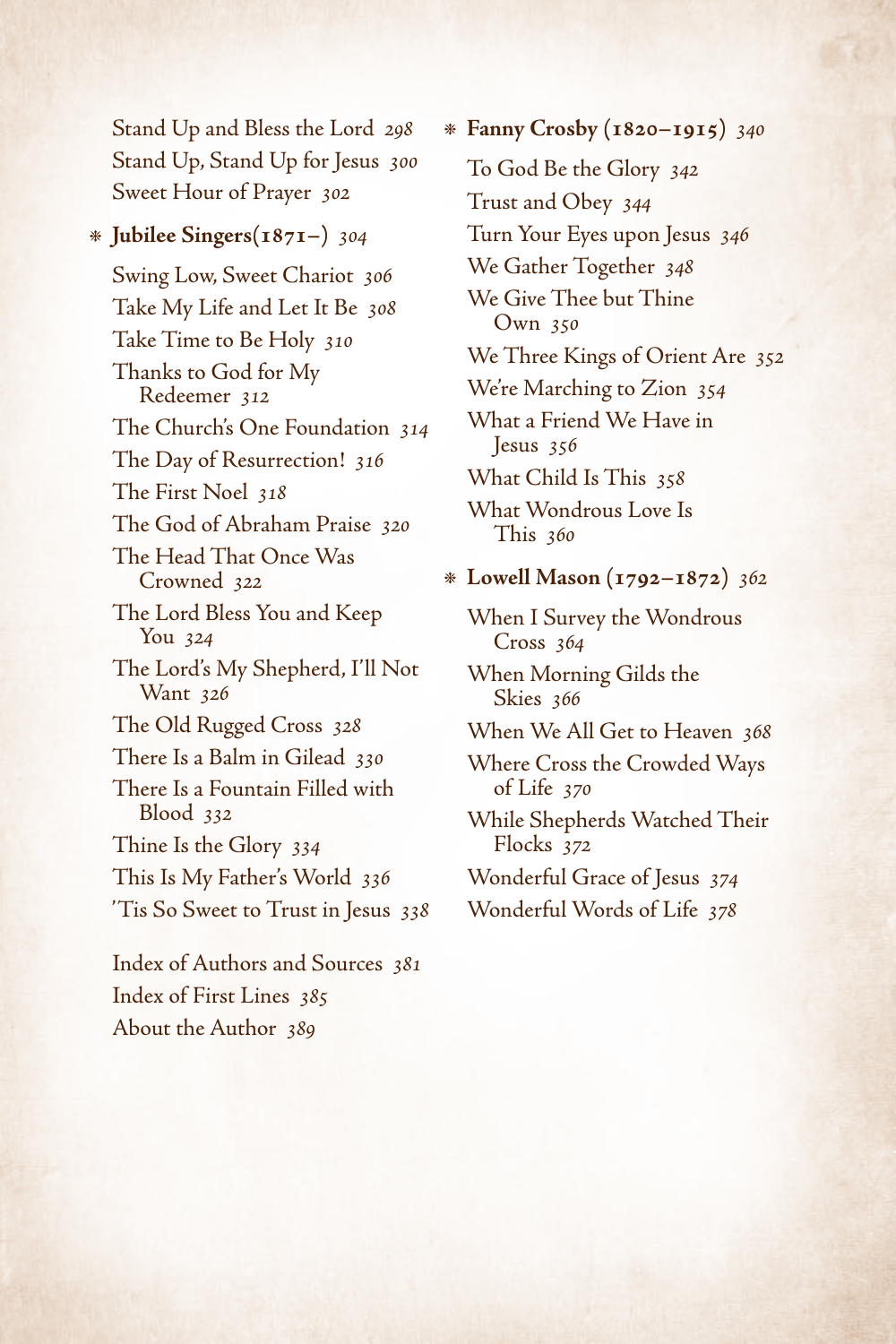Stand Up and Bless the Lord *298*
Stand Up, Stand Up for Jesus *300*
Sweet Hour of Prayer *302*

* **Jubilee Singers(1871–)** *304*

Swing Low, Sweet Chariot *306*
Take My Life and Let It Be *308*
Take Time to Be Holy *310*
Thanks to God for My Redeemer *312*
The Church's One Foundation *314*
The Day of Resurrection! *316*
The First Noel *318*
The God of Abraham Praise *320*
The Head That Once Was Crowned *322*
The Lord Bless You and Keep You *324*
The Lord's My Shepherd, I'll Not Want *326*
The Old Rugged Cross *328*
There Is a Balm in Gilead *330*
There Is a Fountain Filled with Blood *332*
Thine Is the Glory *334*
This Is My Father's World *336*
'Tis So Sweet to Trust in Jesus *338*

* **Fanny Crosby (1820–1915)** *340*

To God Be the Glory *342*
Trust and Obey *344*
Turn Your Eyes upon Jesus *346*
We Gather Together *348*
We Give Thee but Thine Own *350*
We Three Kings of Orient Are *352*
We're Marching to Zion *354*
What a Friend We Have in Jesus *356*
What Child Is This *358*
What Wondrous Love Is This *360*

* **Lowell Mason (1792–1872)** *362*

When I Survey the Wondrous Cross *364*
When Morning Gilds the Skies *366*
When We All Get to Heaven *368*
Where Cross the Crowded Ways of Life *370*
While Shepherds Watched Their Flocks *372*
Wonderful Grace of Jesus *374*
Wonderful Words of Life *378*

Index of Authors and Sources *381*
Index of First Lines *385*
About the Author *389*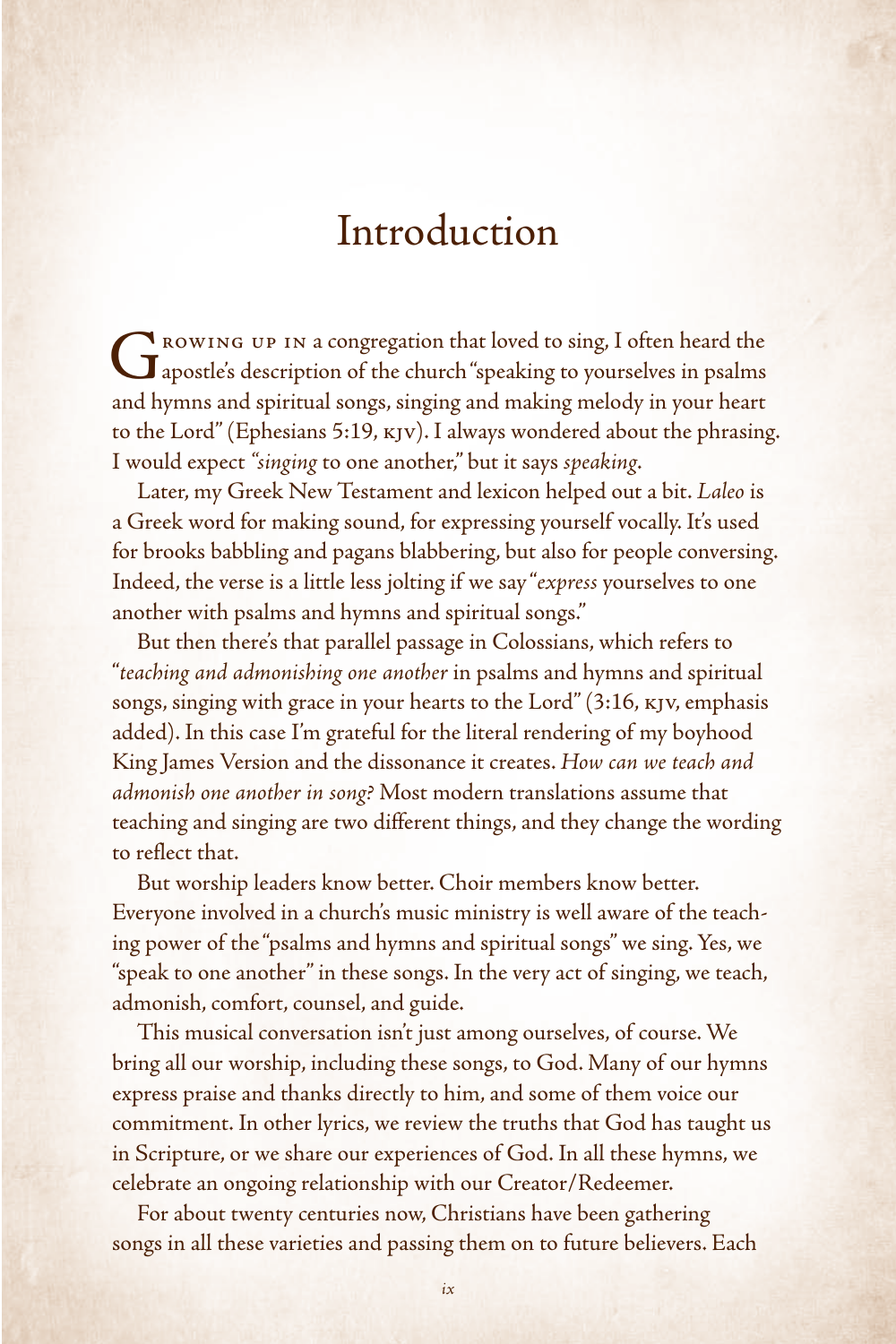# Introduction

Growing up in a congregation that loved to sing, I often heard the apostle's description of the church "speaking to yourselves in psalms and hymns and spiritual songs, singing and making melody in your heart to the Lord" (Ephesians 5:19, KJV). I always wondered about the phrasing. I would expect "*singing* to one another," but it says *speaking*.

Later, my Greek New Testament and lexicon helped out a bit. *Laleo* is a Greek word for making sound, for expressing yourself vocally. It's used for brooks babbling and pagans blabbering, but also for people conversing. Indeed, the verse is a little less jolting if we say "*express* yourselves to one another with psalms and hymns and spiritual songs."

But then there's that parallel passage in Colossians, which refers to "*teaching and admonishing one another* in psalms and hymns and spiritual songs, singing with grace in your hearts to the Lord" (3:16, KJV, emphasis added). In this case I'm grateful for the literal rendering of my boyhood King James Version and the dissonance it creates. *How can we teach and admonish one another in song?* Most modern translations assume that teaching and singing are two different things, and they change the wording to reflect that.

But worship leaders know better. Choir members know better. Everyone involved in a church's music ministry is well aware of the teaching power of the "psalms and hymns and spiritual songs" we sing. Yes, we "speak to one another" in these songs. In the very act of singing, we teach, admonish, comfort, counsel, and guide.

This musical conversation isn't just among ourselves, of course. We bring all our worship, including these songs, to God. Many of our hymns express praise and thanks directly to him, and some of them voice our commitment. In other lyrics, we review the truths that God has taught us in Scripture, or we share our experiences of God. In all these hymns, we celebrate an ongoing relationship with our Creator/Redeemer.

For about twenty centuries now, Christians have been gathering songs in all these varieties and passing them on to future believers. Each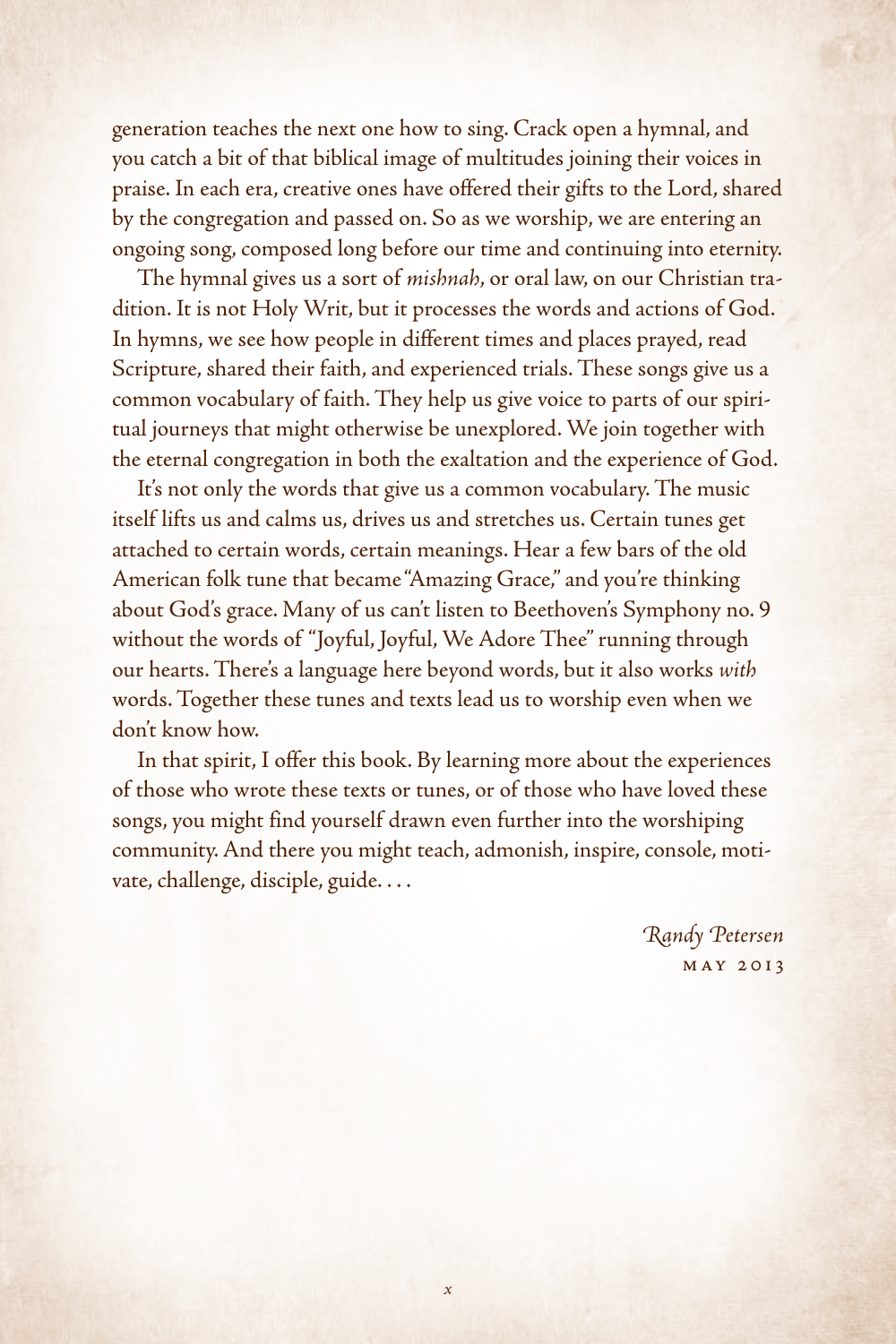generation teaches the next one how to sing. Crack open a hymnal, and you catch a bit of that biblical image of multitudes joining their voices in praise. In each era, creative ones have offered their gifts to the Lord, shared by the congregation and passed on. So as we worship, we are entering an ongoing song, composed long before our time and continuing into eternity.

The hymnal gives us a sort of *mishnah*, or oral law, on our Christian tradition. It is not Holy Writ, but it processes the words and actions of God. In hymns, we see how people in different times and places prayed, read Scripture, shared their faith, and experienced trials. These songs give us a common vocabulary of faith. They help us give voice to parts of our spiritual journeys that might otherwise be unexplored. We join together with the eternal congregation in both the exaltation and the experience of God.

It's not only the words that give us a common vocabulary. The music itself lifts us and calms us, drives us and stretches us. Certain tunes get attached to certain words, certain meanings. Hear a few bars of the old American folk tune that became "Amazing Grace," and you're thinking about God's grace. Many of us can't listen to Beethoven's Symphony no. 9 without the words of "Joyful, Joyful, We Adore Thee" running through our hearts. There's a language here beyond words, but it also works *with* words. Together these tunes and texts lead us to worship even when we don't know how.

In that spirit, I offer this book. By learning more about the experiences of those who wrote these texts or tunes, or of those who have loved these songs, you might find yourself drawn even further into the worshiping community. And there you might teach, admonish, inspire, console, motivate, challenge, disciple, guide. . . .

*Randy Petersen*
May 2013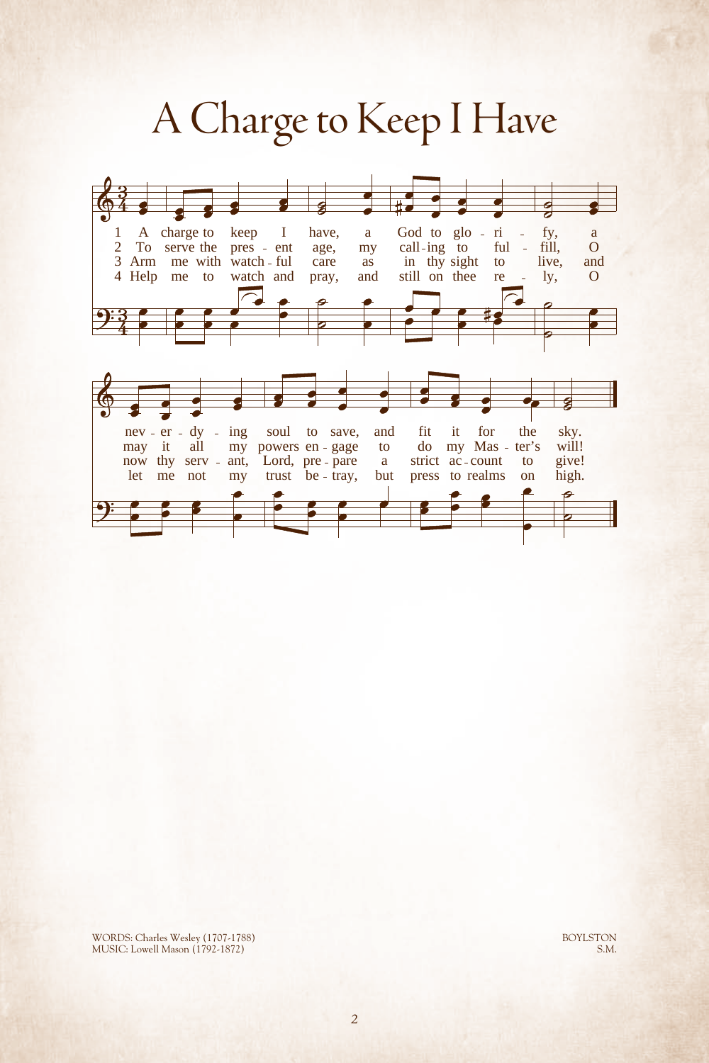# A Charge to Keep I Have

1 A charge to keep I have, a God to glo - ri - fy, a nev - er - dy - ing soul to save, and fit it for the sky.

2 To serve the pres - ent age, my call-ing to ful - fill, O may it all my powers en - gage to do my Mas - ter's will!

3 Arm me with watch - ful care as in thy sight to live, and now thy serv - ant, Lord, pre - pare a strict ac - count to give!

4 Help me to watch and pray, and still on thee re - ly, O let me not my trust be - tray, but press to realms on high.

WORDS: Charles Wesley (1707-1788)
MUSIC: Lowell Mason (1792-1872)

BOYLSTON
S.M.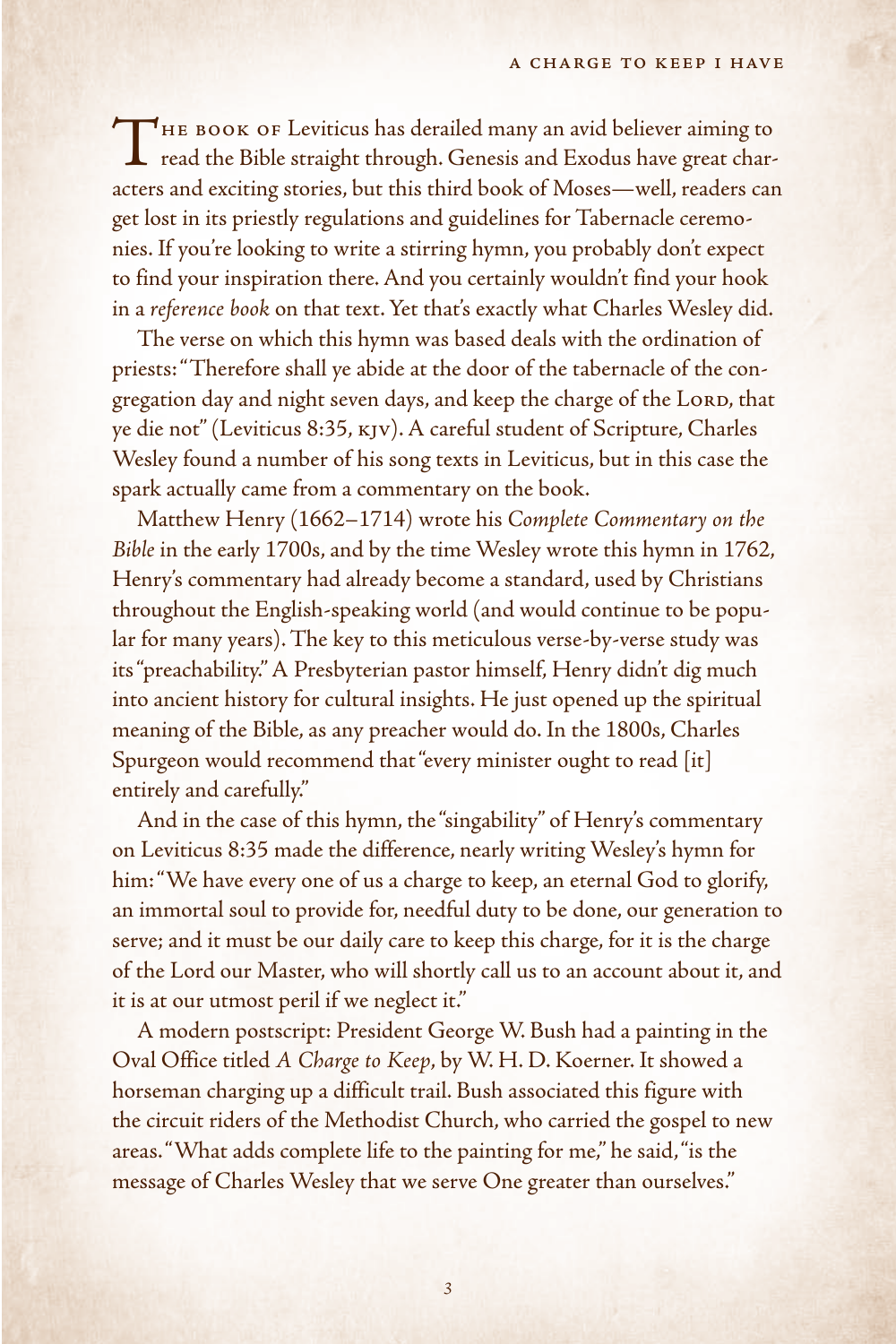THE BOOK OF Leviticus has derailed many an avid believer aiming to read the Bible straight through. Genesis and Exodus have great characters and exciting stories, but this third book of Moses—well, readers can get lost in its priestly regulations and guidelines for Tabernacle ceremonies. If you're looking to write a stirring hymn, you probably don't expect to find your inspiration there. And you certainly wouldn't find your hook in a *reference book* on that text. Yet that's exactly what Charles Wesley did.

The verse on which this hymn was based deals with the ordination of priests: "Therefore shall ye abide at the door of the tabernacle of the congregation day and night seven days, and keep the charge of the LORD, that ye die not" (Leviticus 8:35, KJV). A careful student of Scripture, Charles Wesley found a number of his song texts in Leviticus, but in this case the spark actually came from a commentary on the book.

Matthew Henry (1662–1714) wrote his *Complete Commentary on the Bible* in the early 1700s, and by the time Wesley wrote this hymn in 1762, Henry's commentary had already become a standard, used by Christians throughout the English-speaking world (and would continue to be popular for many years). The key to this meticulous verse-by-verse study was its "preachability." A Presbyterian pastor himself, Henry didn't dig much into ancient history for cultural insights. He just opened up the spiritual meaning of the Bible, as any preacher would do. In the 1800s, Charles Spurgeon would recommend that "every minister ought to read [it] entirely and carefully."

And in the case of this hymn, the "singability" of Henry's commentary on Leviticus 8:35 made the difference, nearly writing Wesley's hymn for him: "We have every one of us a charge to keep, an eternal God to glorify, an immortal soul to provide for, needful duty to be done, our generation to serve; and it must be our daily care to keep this charge, for it is the charge of the Lord our Master, who will shortly call us to an account about it, and it is at our utmost peril if we neglect it."

A modern postscript: President George W. Bush had a painting in the Oval Office titled *A Charge to Keep*, by W. H. D. Koerner. It showed a horseman charging up a difficult trail. Bush associated this figure with the circuit riders of the Methodist Church, who carried the gospel to new areas. "What adds complete life to the painting for me," he said, "is the message of Charles Wesley that we serve One greater than ourselves."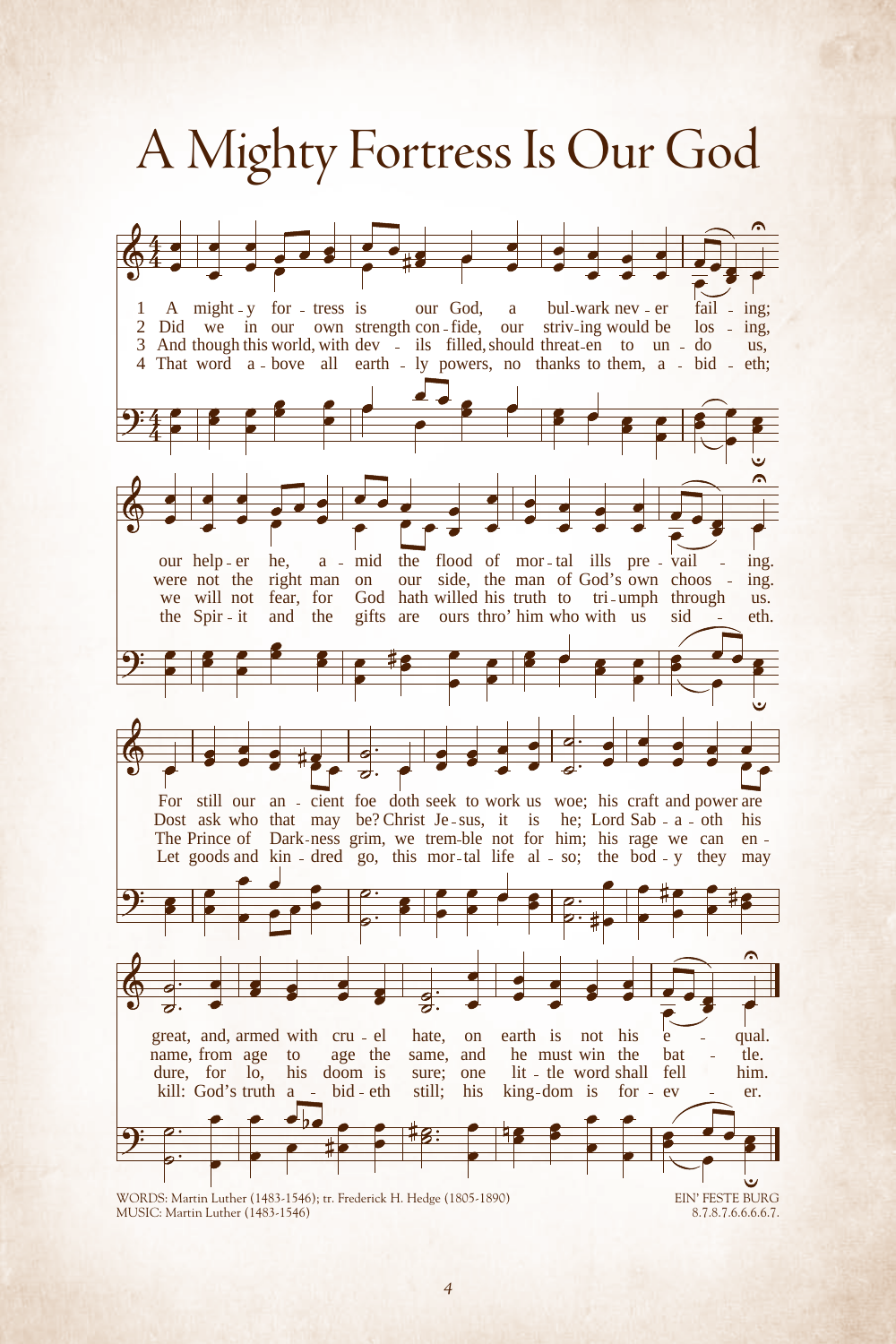# A Mighty Fortress Is Our God

1 A mighty fortress is our God, a bulwark never failing;
our helper he, amid the flood of mortal ills prevailing.
For still our ancient foe doth seek to work us woe; his craft and power are great, and, armed with cruel hate, on earth is not his equal.

2 Did we in our own strength confide, our striving would be losing,
were not the right man on our side, the man of God's own choosing.
Dost ask who that may be? Christ Jesus, it is he; Lord Sabaoth his name, from age to age the same, and he must win the battle.

3 And though this world, with devils filled, should threaten to undo us,
we will not fear, for God hath willed his truth to triumph through us.
The Prince of Darkness grim, we tremble not for him; his rage we can endure, for lo, his doom is sure; one little word shall fell him.

4 That word above all earthly powers, no thanks to them, abideth;
the Spirit and the gifts are ours thro' him who with us sideth.
Let goods and kindred go, this mortal life also; the body they may kill: God's truth abideth still; his kingdom is forever.

WORDS: Martin Luther (1483-1546); tr. Frederick H. Hedge (1805-1890)
MUSIC: Martin Luther (1483-1546)

EIN' FESTE BURG
8.7.8.7.6.6.6.6.7.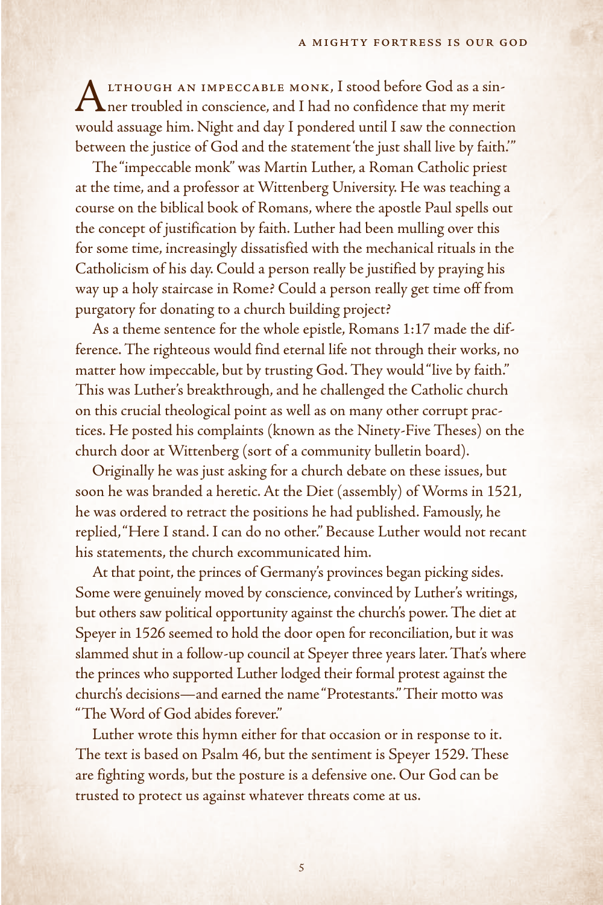Although an impeccable monk, I stood before God as a sinner troubled in conscience, and I had no confidence that my merit would assuage him. Night and day I pondered until I saw the connection between the justice of God and the statement 'the just shall live by faith.'"

The "impeccable monk" was Martin Luther, a Roman Catholic priest at the time, and a professor at Wittenberg University. He was teaching a course on the biblical book of Romans, where the apostle Paul spells out the concept of justification by faith. Luther had been mulling over this for some time, increasingly dissatisfied with the mechanical rituals in the Catholicism of his day. Could a person really be justified by praying his way up a holy staircase in Rome? Could a person really get time off from purgatory for donating to a church building project?

As a theme sentence for the whole epistle, Romans 1:17 made the difference. The righteous would find eternal life not through their works, no matter how impeccable, but by trusting God. They would "live by faith." This was Luther's breakthrough, and he challenged the Catholic church on this crucial theological point as well as on many other corrupt practices. He posted his complaints (known as the Ninety-Five Theses) on the church door at Wittenberg (sort of a community bulletin board).

Originally he was just asking for a church debate on these issues, but soon he was branded a heretic. At the Diet (assembly) of Worms in 1521, he was ordered to retract the positions he had published. Famously, he replied, "Here I stand. I can do no other." Because Luther would not recant his statements, the church excommunicated him.

At that point, the princes of Germany's provinces began picking sides. Some were genuinely moved by conscience, convinced by Luther's writings, but others saw political opportunity against the church's power. The diet at Speyer in 1526 seemed to hold the door open for reconciliation, but it was slammed shut in a follow-up council at Speyer three years later. That's where the princes who supported Luther lodged their formal protest against the church's decisions—and earned the name "Protestants." Their motto was "The Word of God abides forever."

Luther wrote this hymn either for that occasion or in response to it. The text is based on Psalm 46, but the sentiment is Speyer 1529. These are fighting words, but the posture is a defensive one. Our God can be trusted to protect us against whatever threats come at us.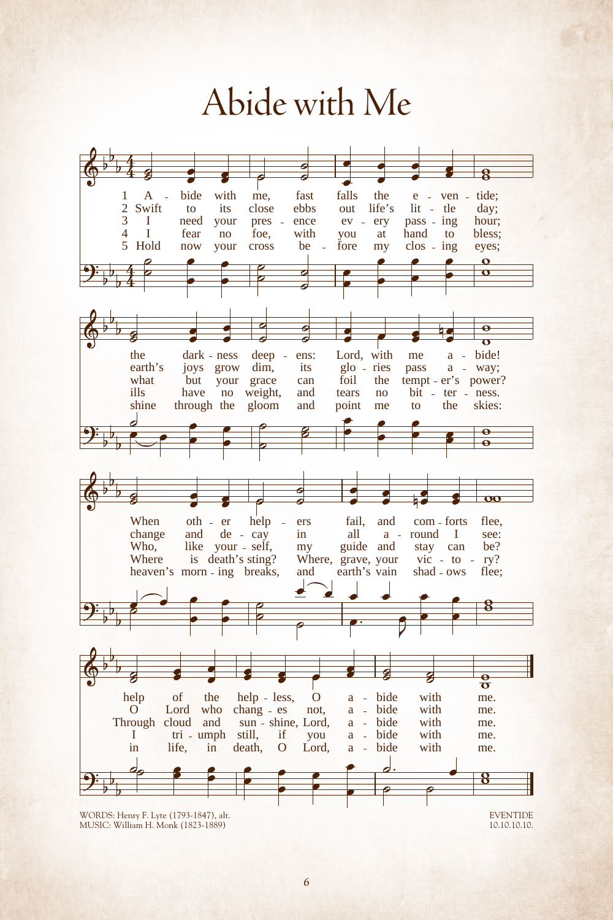# Abide with Me

1. Abide with me, fast falls the eventide;
the darkness deepens: Lord, with me abide!
When other helpers fail, and comforts flee,
help of the helpless, O abide with me.

2. Swift to its close ebbs out life's little day;
earth's joys grow dim, its glories pass away;
change and decay in all around I see:
O Lord who changes not, abide with me.

3. I need your presence every passing hour;
what but your grace can foil the tempter's power?
Who, like yourself, my guide and stay can be?
Through cloud and sunshine, Lord, abide with me.

4. I fear no foe, with you at hand to bless;
ills have no weight, and tears no bitterness.
Where is death's sting? Where, grave, your victory?
I triumph still, if you abide with me.

5. Hold now your cross before my closing eyes;
shine through the gloom and point me to the skies:
heaven's morning breaks, and earth's vain shadows flee;
in life, in death, O Lord, abide with me.

WORDS: Henry F. Lyte (1793-1847), alt.
MUSIC: William H. Monk (1823-1889)

EVENTIDE
10.10.10.10.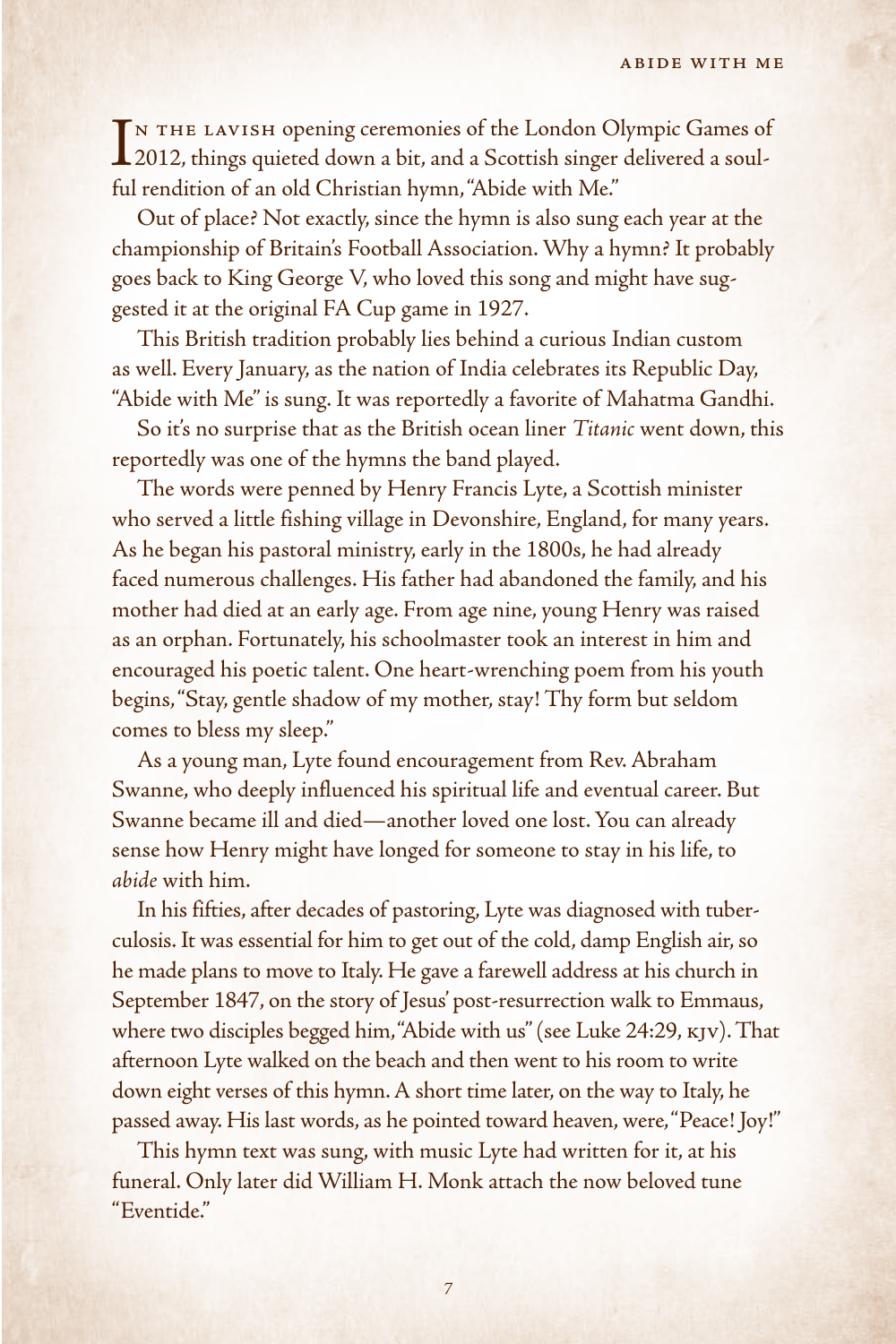In the lavish opening ceremonies of the London Olympic Games of 2012, things quieted down a bit, and a Scottish singer delivered a soulful rendition of an old Christian hymn, "Abide with Me."

Out of place? Not exactly, since the hymn is also sung each year at the championship of Britain's Football Association. Why a hymn? It probably goes back to King George V, who loved this song and might have suggested it at the original FA Cup game in 1927.

This British tradition probably lies behind a curious Indian custom as well. Every January, as the nation of India celebrates its Republic Day, "Abide with Me" is sung. It was reportedly a favorite of Mahatma Gandhi.

So it's no surprise that as the British ocean liner *Titanic* went down, this reportedly was one of the hymns the band played.

The words were penned by Henry Francis Lyte, a Scottish minister who served a little fishing village in Devonshire, England, for many years. As he began his pastoral ministry, early in the 1800s, he had already faced numerous challenges. His father had abandoned the family, and his mother had died at an early age. From age nine, young Henry was raised as an orphan. Fortunately, his schoolmaster took an interest in him and encouraged his poetic talent. One heart-wrenching poem from his youth begins, "Stay, gentle shadow of my mother, stay! Thy form but seldom comes to bless my sleep."

As a young man, Lyte found encouragement from Rev. Abraham Swanne, who deeply influenced his spiritual life and eventual career. But Swanne became ill and died—another loved one lost. You can already sense how Henry might have longed for someone to stay in his life, to *abide* with him.

In his fifties, after decades of pastoring, Lyte was diagnosed with tuberculosis. It was essential for him to get out of the cold, damp English air, so he made plans to move to Italy. He gave a farewell address at his church in September 1847, on the story of Jesus' post-resurrection walk to Emmaus, where two disciples begged him, "Abide with us" (see Luke 24:29, KJV). That afternoon Lyte walked on the beach and then went to his room to write down eight verses of this hymn. A short time later, on the way to Italy, he passed away. His last words, as he pointed toward heaven, were, "Peace! Joy!"

This hymn text was sung, with music Lyte had written for it, at his funeral. Only later did William H. Monk attach the now beloved tune "Eventide."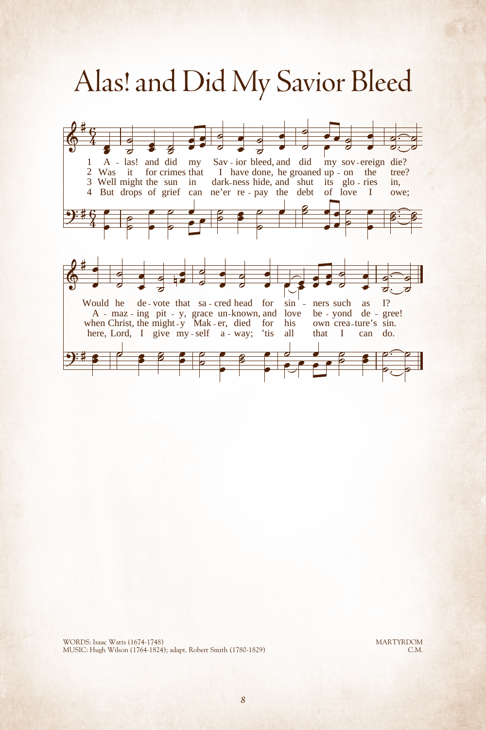# Alas! and Did My Savior Bleed

1 Alas! and did my Savior bleed, and did my sovereign die?
Would he devote that sacred head for sinners such as I?

2 Was it for crimes that I have done, he groaned upon the tree?
Amazing pity, grace unknown, and love beyond degree!

3 Well might the sun in darkness hide, and shut its glories in,
when Christ, the mighty Maker, died for his own creature's sin.

4 But drops of grief can ne'er repay the debt of love I owe;
here, Lord, I give myself away; 'tis all that I can do.

WORDS: Isaac Watts (1674-1748)
MUSIC: Hugh Wilson (1764-1824); adapt. Robert Smith (1780-1829)

MARTYRDOM
C.M.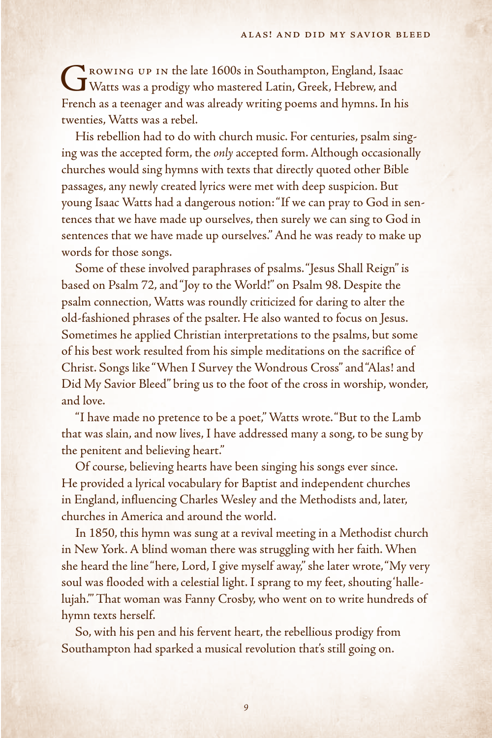Growing up in the late 1600s in Southampton, England, Isaac Watts was a prodigy who mastered Latin, Greek, Hebrew, and French as a teenager and was already writing poems and hymns. In his twenties, Watts was a rebel.

His rebellion had to do with church music. For centuries, psalm singing was the accepted form, the *only* accepted form. Although occasionally churches would sing hymns with texts that directly quoted other Bible passages, any newly created lyrics were met with deep suspicion. But young Isaac Watts had a dangerous notion: "If we can pray to God in sentences that we have made up ourselves, then surely we can sing to God in sentences that we have made up ourselves." And he was ready to make up words for those songs.

Some of these involved paraphrases of psalms. "Jesus Shall Reign" is based on Psalm 72, and "Joy to the World!" on Psalm 98. Despite the psalm connection, Watts was roundly criticized for daring to alter the old-fashioned phrases of the psalter. He also wanted to focus on Jesus. Sometimes he applied Christian interpretations to the psalms, but some of his best work resulted from his simple meditations on the sacrifice of Christ. Songs like "When I Survey the Wondrous Cross" and "Alas! and Did My Savior Bleed" bring us to the foot of the cross in worship, wonder, and love.

"I have made no pretence to be a poet," Watts wrote. "But to the Lamb that was slain, and now lives, I have addressed many a song, to be sung by the penitent and believing heart."

Of course, believing hearts have been singing his songs ever since. He provided a lyrical vocabulary for Baptist and independent churches in England, influencing Charles Wesley and the Methodists and, later, churches in America and around the world.

In 1850, this hymn was sung at a revival meeting in a Methodist church in New York. A blind woman there was struggling with her faith. When she heard the line "here, Lord, I give myself away," she later wrote, "My very soul was flooded with a celestial light. I sprang to my feet, shouting 'hallelujah.'" That woman was Fanny Crosby, who went on to write hundreds of hymn texts herself.

So, with his pen and his fervent heart, the rebellious prodigy from Southampton had sparked a musical revolution that's still going on.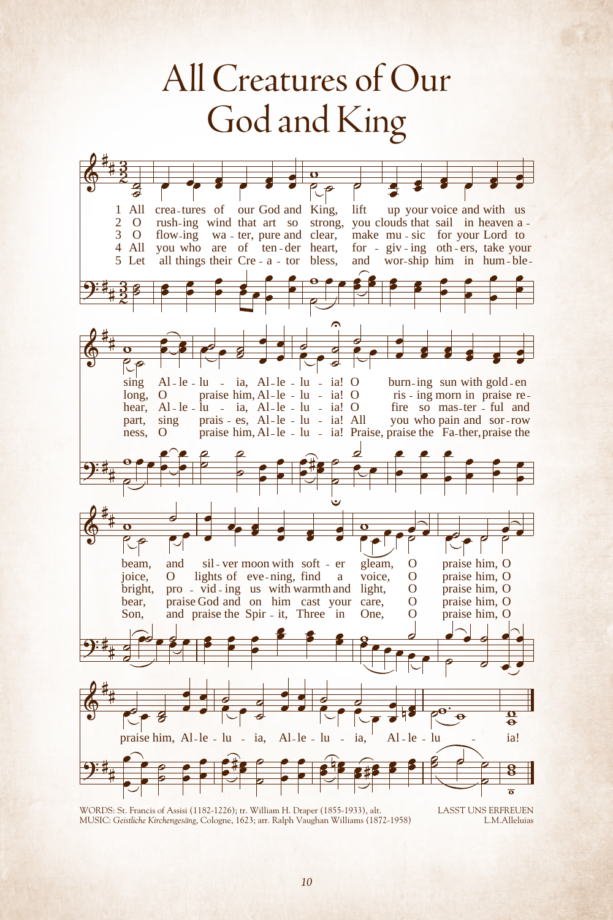# All Creatures of Our God and King

1 All creatures of our God and King, lift up your voice and with us sing Alleluia, Alleluia! O burning sun with golden beam, and silver moon with softer gleam, O praise him, O praise him, Alleluia, Alleluia, Alleluia!

2 O rushing wind that art so strong, you clouds that sail in heaven along, O praise him, Alleluia! O rising morn in praise rejoice, O lights of evening, find a voice, O praise him, O praise him, Alleluia, Alleluia, Alleluia!

3 O flowing water, pure and clear, make music for your Lord to hear, Alleluia, Alleluia! O fire so masterful and bright, providing us with warmth and light, O praise him, O praise him, Alleluia, Alleluia, Alleluia!

4 All you who are of tender heart, forgiving others, take your part, sing praises, Alleluia! All you who pain and sorrow bear, praise God and on him cast your care, O praise him, O praise him, Alleluia, Alleluia, Alleluia!

5 Let all things their Creator bless, and worship him in humbleness, O praise him, Alleluia! Praise, praise the Father, praise the Son, and praise the Spirit, Three in One, O praise him, O praise him, Alleluia, Alleluia, Alleluia!

WORDS: St. Francis of Assisi (1182-1226); tr. William H. Draper (1855-1933), alt.
MUSIC: *Geistliche Kirchengesäng*, Cologne, 1623; arr. Ralph Vaughan Williams (1872-1958)

LASST UNS ERFREUEN
L.M.Alleluias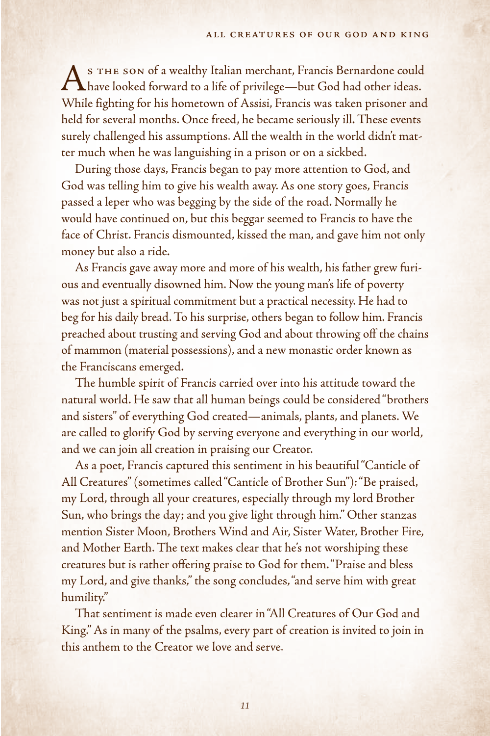As the son of a wealthy Italian merchant, Francis Bernardone could have looked forward to a life of privilege—but God had other ideas. While fighting for his hometown of Assisi, Francis was taken prisoner and held for several months. Once freed, he became seriously ill. These events surely challenged his assumptions. All the wealth in the world didn't matter much when he was languishing in a prison or on a sickbed.

During those days, Francis began to pay more attention to God, and God was telling him to give his wealth away. As one story goes, Francis passed a leper who was begging by the side of the road. Normally he would have continued on, but this beggar seemed to Francis to have the face of Christ. Francis dismounted, kissed the man, and gave him not only money but also a ride.

As Francis gave away more and more of his wealth, his father grew furious and eventually disowned him. Now the young man's life of poverty was not just a spiritual commitment but a practical necessity. He had to beg for his daily bread. To his surprise, others began to follow him. Francis preached about trusting and serving God and about throwing off the chains of mammon (material possessions), and a new monastic order known as the Franciscans emerged.

The humble spirit of Francis carried over into his attitude toward the natural world. He saw that all human beings could be considered "brothers and sisters" of everything God created—animals, plants, and planets. We are called to glorify God by serving everyone and everything in our world, and we can join all creation in praising our Creator.

As a poet, Francis captured this sentiment in his beautiful "Canticle of All Creatures" (sometimes called "Canticle of Brother Sun"): "Be praised, my Lord, through all your creatures, especially through my lord Brother Sun, who brings the day; and you give light through him." Other stanzas mention Sister Moon, Brothers Wind and Air, Sister Water, Brother Fire, and Mother Earth. The text makes clear that he's not worshiping these creatures but is rather offering praise to God for them. "Praise and bless my Lord, and give thanks," the song concludes, "and serve him with great humility."

That sentiment is made even clearer in "All Creatures of Our God and King." As in many of the psalms, every part of creation is invited to join in this anthem to the Creator we love and serve.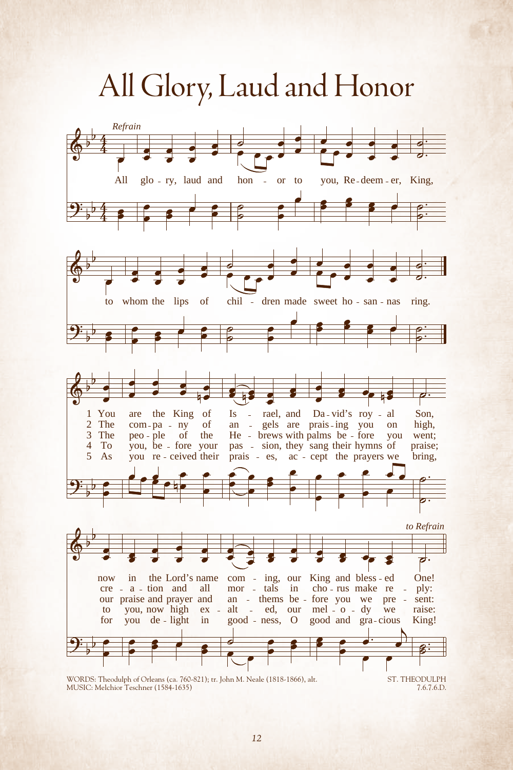# All Glory, Laud and Honor

*Refrain*

All glo - ry, laud and hon - or to you, Re - deem - er, King,
to whom the lips of chil - dren made sweet ho - san - nas ring.

1 You are the King of Is - rael, and Da - vid's roy - al Son,
now in the Lord's name com - ing, our King and bless - ed One!

2 The com - pa - ny of an - gels are prais - ing you on high,
cre - a - tion and all mor - tals in cho - rus make re - ply:

3 The peo - ple of the He - brews with palms be - fore you went;
our praise and prayer and an - thems be - fore you we pre - sent:

4 To you, be - fore your pas - sion, they sang their hymns of praise;
to you, now high ex - alt - ed, our mel - o - dy we raise:

5 As you re - ceived their prais - es, ac - cept the prayers we bring,
for you de - light in good - ness, O good and gra - cious King!

*to Refrain*

WORDS: Theodulph of Orleans (ca. 760-821); tr. John M. Neale (1818-1866), alt.
MUSIC: Melchior Teschner (1584-1635)

ST. THEODULPH
7.6.7.6.D.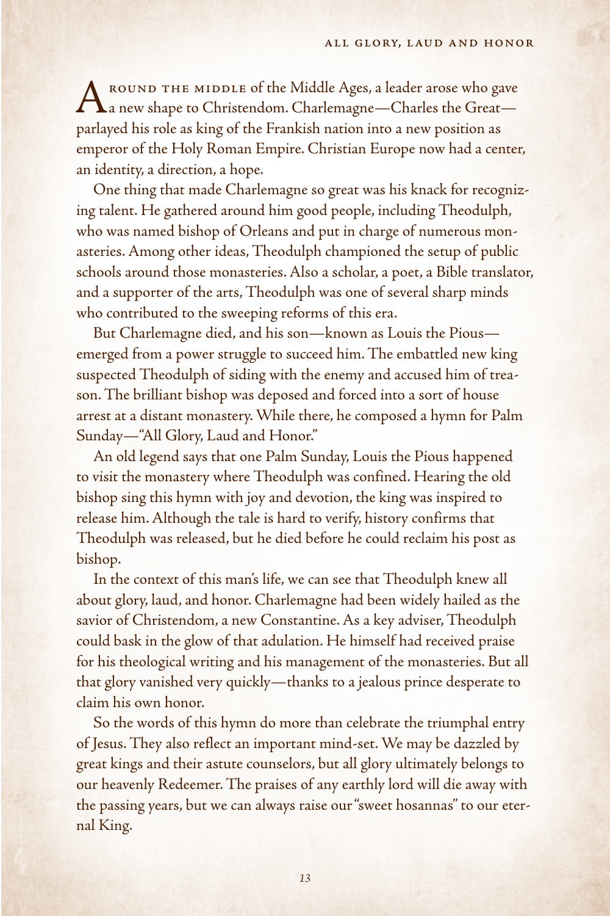Around the middle of the Middle Ages, a leader arose who gave a new shape to Christendom. Charlemagne—Charles the Great—parlayed his role as king of the Frankish nation into a new position as emperor of the Holy Roman Empire. Christian Europe now had a center, an identity, a direction, a hope.

One thing that made Charlemagne so great was his knack for recognizing talent. He gathered around him good people, including Theodulph, who was named bishop of Orleans and put in charge of numerous monasteries. Among other ideas, Theodulph championed the setup of public schools around those monasteries. Also a scholar, a poet, a Bible translator, and a supporter of the arts, Theodulph was one of several sharp minds who contributed to the sweeping reforms of this era.

But Charlemagne died, and his son—known as Louis the Pious—emerged from a power struggle to succeed him. The embattled new king suspected Theodulph of siding with the enemy and accused him of treason. The brilliant bishop was deposed and forced into a sort of house arrest at a distant monastery. While there, he composed a hymn for Palm Sunday—"All Glory, Laud and Honor."

An old legend says that one Palm Sunday, Louis the Pious happened to visit the monastery where Theodulph was confined. Hearing the old bishop sing this hymn with joy and devotion, the king was inspired to release him. Although the tale is hard to verify, history confirms that Theodulph was released, but he died before he could reclaim his post as bishop.

In the context of this man's life, we can see that Theodulph knew all about glory, laud, and honor. Charlemagne had been widely hailed as the savior of Christendom, a new Constantine. As a key adviser, Theodulph could bask in the glow of that adulation. He himself had received praise for his theological writing and his management of the monasteries. But all that glory vanished very quickly—thanks to a jealous prince desperate to claim his own honor.

So the words of this hymn do more than celebrate the triumphal entry of Jesus. They also reflect an important mind-set. We may be dazzled by great kings and their astute counselors, but all glory ultimately belongs to our heavenly Redeemer. The praises of any earthly lord will die away with the passing years, but we can always raise our "sweet hosannas" to our eternal King.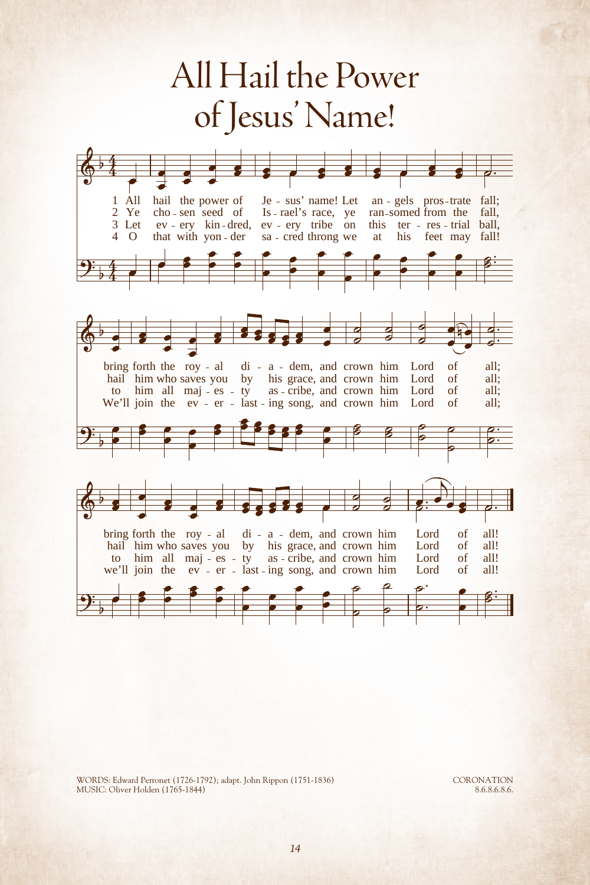# All Hail the Power of Jesus' Name!

1 All hail the power of Jesus' name! Let angels prostrate fall;
bring forth the royal diadem, and crown him Lord of all;
bring forth the royal diadem, and crown him Lord of all!

2 Ye chosen seed of Israel's race, ye ransomed from the fall,
hail him who saves you by his grace, and crown him Lord of all;
hail him who saves you by his grace, and crown him Lord of all!

3 Let every kindred, every tribe on this terrestrial ball,
to him all majesty ascribe, and crown him Lord of all;
to him all majesty ascribe, and crown him Lord of all!

4 O that with yonder sacred throng we at his feet may fall!
We'll join the everlasting song, and crown him Lord of all;
we'll join the everlasting song, and crown him Lord of all!

WORDS: Edward Perronet (1726-1792); adapt. John Rippon (1751-1836)
MUSIC: Oliver Holden (1765-1844)

CORONATION
8.6.8.6.8.6.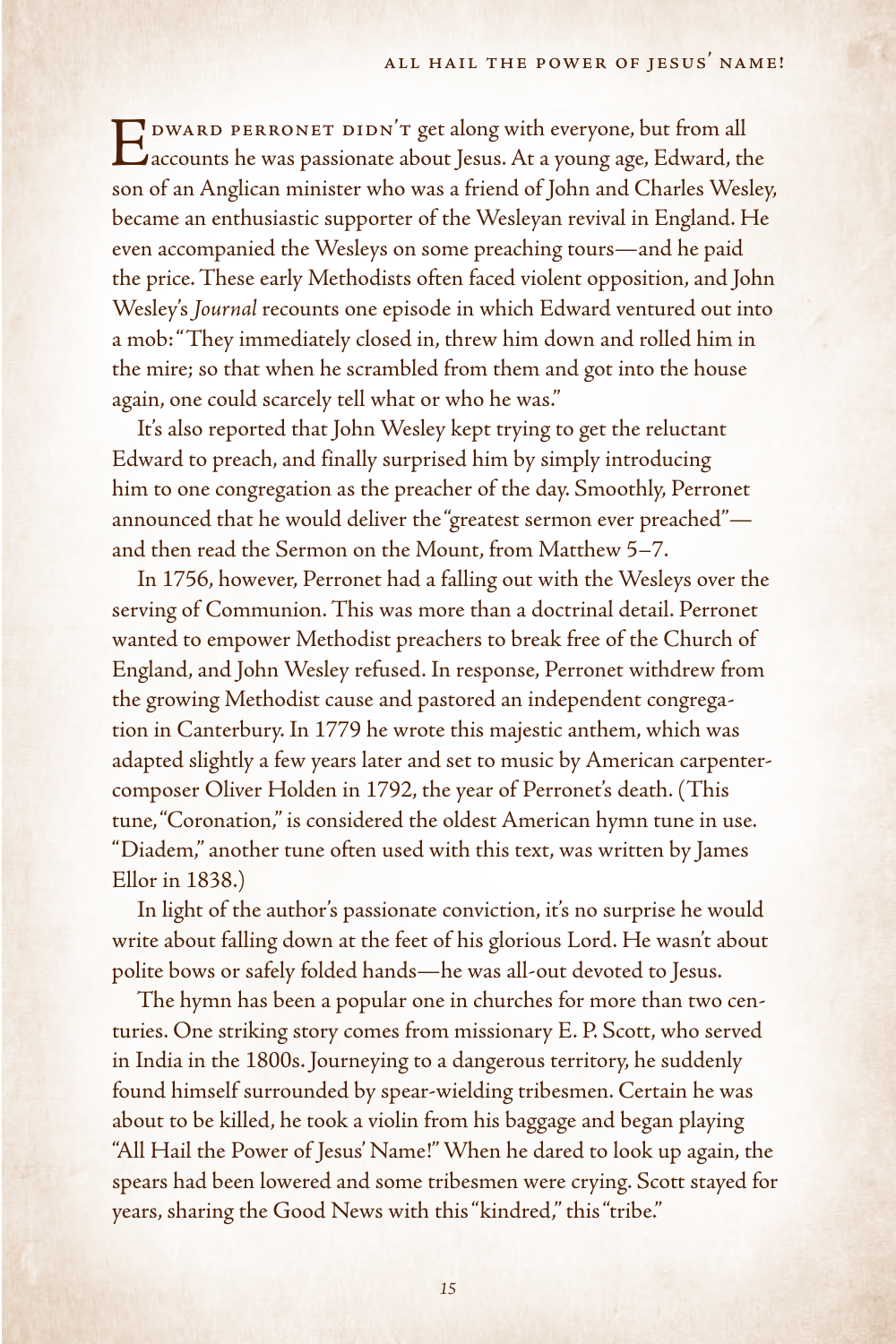Edward Perronet didn't get along with everyone, but from all accounts he was passionate about Jesus. At a young age, Edward, the son of an Anglican minister who was a friend of John and Charles Wesley, became an enthusiastic supporter of the Wesleyan revival in England. He even accompanied the Wesleys on some preaching tours—and he paid the price. These early Methodists often faced violent opposition, and John Wesley's *Journal* recounts one episode in which Edward ventured out into a mob: "They immediately closed in, threw him down and rolled him in the mire; so that when he scrambled from them and got into the house again, one could scarcely tell what or who he was."

It's also reported that John Wesley kept trying to get the reluctant Edward to preach, and finally surprised him by simply introducing him to one congregation as the preacher of the day. Smoothly, Perronet announced that he would deliver the "greatest sermon ever preached"—and then read the Sermon on the Mount, from Matthew 5–7.

In 1756, however, Perronet had a falling out with the Wesleys over the serving of Communion. This was more than a doctrinal detail. Perronet wanted to empower Methodist preachers to break free of the Church of England, and John Wesley refused. In response, Perronet withdrew from the growing Methodist cause and pastored an independent congregation in Canterbury. In 1779 he wrote this majestic anthem, which was adapted slightly a few years later and set to music by American carpenter-composer Oliver Holden in 1792, the year of Perronet's death. (This tune, "Coronation," is considered the oldest American hymn tune in use. "Diadem," another tune often used with this text, was written by James Ellor in 1838.)

In light of the author's passionate conviction, it's no surprise he would write about falling down at the feet of his glorious Lord. He wasn't about polite bows or safely folded hands—he was all-out devoted to Jesus.

The hymn has been a popular one in churches for more than two centuries. One striking story comes from missionary E. P. Scott, who served in India in the 1800s. Journeying to a dangerous territory, he suddenly found himself surrounded by spear-wielding tribesmen. Certain he was about to be killed, he took a violin from his baggage and began playing "All Hail the Power of Jesus' Name!" When he dared to look up again, the spears had been lowered and some tribesmen were crying. Scott stayed for years, sharing the Good News with this "kindred," this "tribe."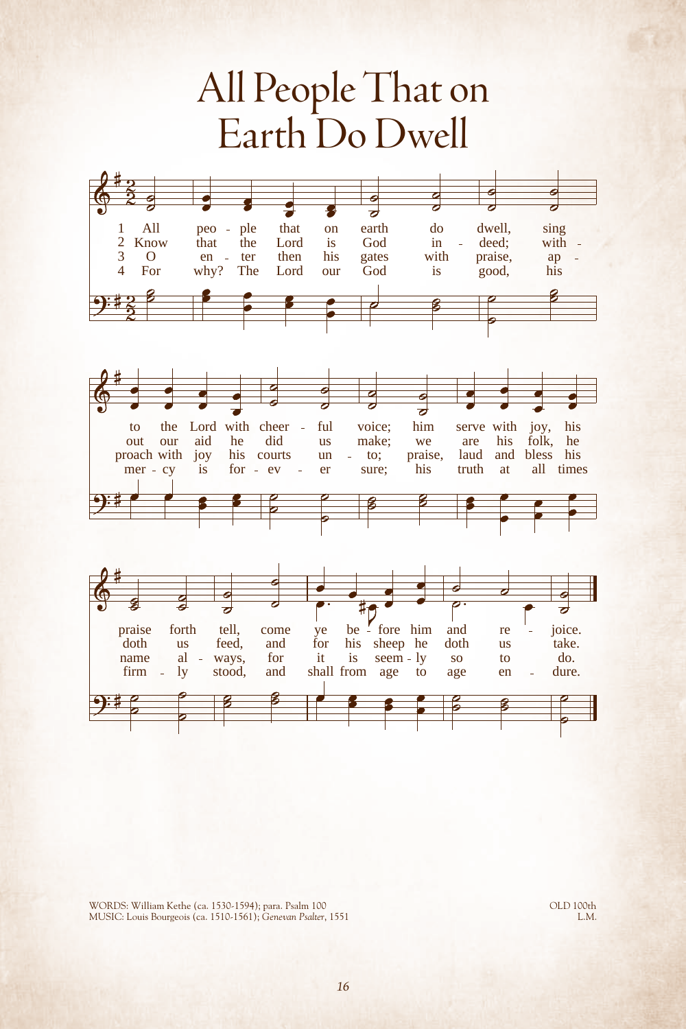# All People That on Earth Do Dwell

1 All people that on earth do dwell, sing to the Lord with cheerful voice; him serve with joy, his praise forth tell, come ye before him and rejoice.

2 Know that the Lord is God indeed; without our aid he did us make; we are his folk, he doth us feed, and for his sheep he doth us take.

3 O enter then his gates with praise, approach with joy his courts unto; praise, laud and bless his name always, for it is seemly so to do.

4 For why? The Lord our God is good, his mercy is forever sure; his truth at all times firmly stood, and shall from age to age endure.

WORDS: William Kethe (ca. 1530-1594); para. Psalm 100
MUSIC: Louis Bourgeois (ca. 1510-1561); *Genevan Psalter*, 1551

OLD 100th
L.M.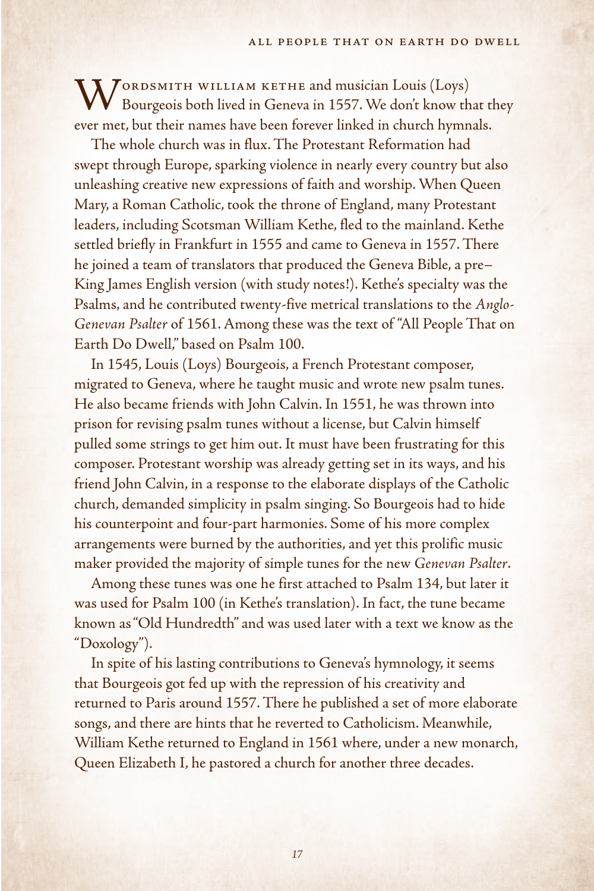Wordsmith William Kethe and musician Louis (Loys) Bourgeois both lived in Geneva in 1557. We don't know that they ever met, but their names have been forever linked in church hymnals.

The whole church was in flux. The Protestant Reformation had swept through Europe, sparking violence in nearly every country but also unleashing creative new expressions of faith and worship. When Queen Mary, a Roman Catholic, took the throne of England, many Protestant leaders, including Scotsman William Kethe, fled to the mainland. Kethe settled briefly in Frankfurt in 1555 and came to Geneva in 1557. There he joined a team of translators that produced the Geneva Bible, a pre–King James English version (with study notes!). Kethe's specialty was the Psalms, and he contributed twenty-five metrical translations to the *Anglo-Genevan Psalter* of 1561. Among these was the text of "All People That on Earth Do Dwell," based on Psalm 100.

In 1545, Louis (Loys) Bourgeois, a French Protestant composer, migrated to Geneva, where he taught music and wrote new psalm tunes. He also became friends with John Calvin. In 1551, he was thrown into prison for revising psalm tunes without a license, but Calvin himself pulled some strings to get him out. It must have been frustrating for this composer. Protestant worship was already getting set in its ways, and his friend John Calvin, in a response to the elaborate displays of the Catholic church, demanded simplicity in psalm singing. So Bourgeois had to hide his counterpoint and four-part harmonies. Some of his more complex arrangements were burned by the authorities, and yet this prolific music maker provided the majority of simple tunes for the new *Genevan Psalter*.

Among these tunes was one he first attached to Psalm 134, but later it was used for Psalm 100 (in Kethe's translation). In fact, the tune became known as "Old Hundredth" and was used later with a text we know as the "Doxology").

In spite of his lasting contributions to Geneva's hymnology, it seems that Bourgeois got fed up with the repression of his creativity and returned to Paris around 1557. There he published a set of more elaborate songs, and there are hints that he reverted to Catholicism. Meanwhile, William Kethe returned to England in 1561 where, under a new monarch, Queen Elizabeth I, he pastored a church for another three decades.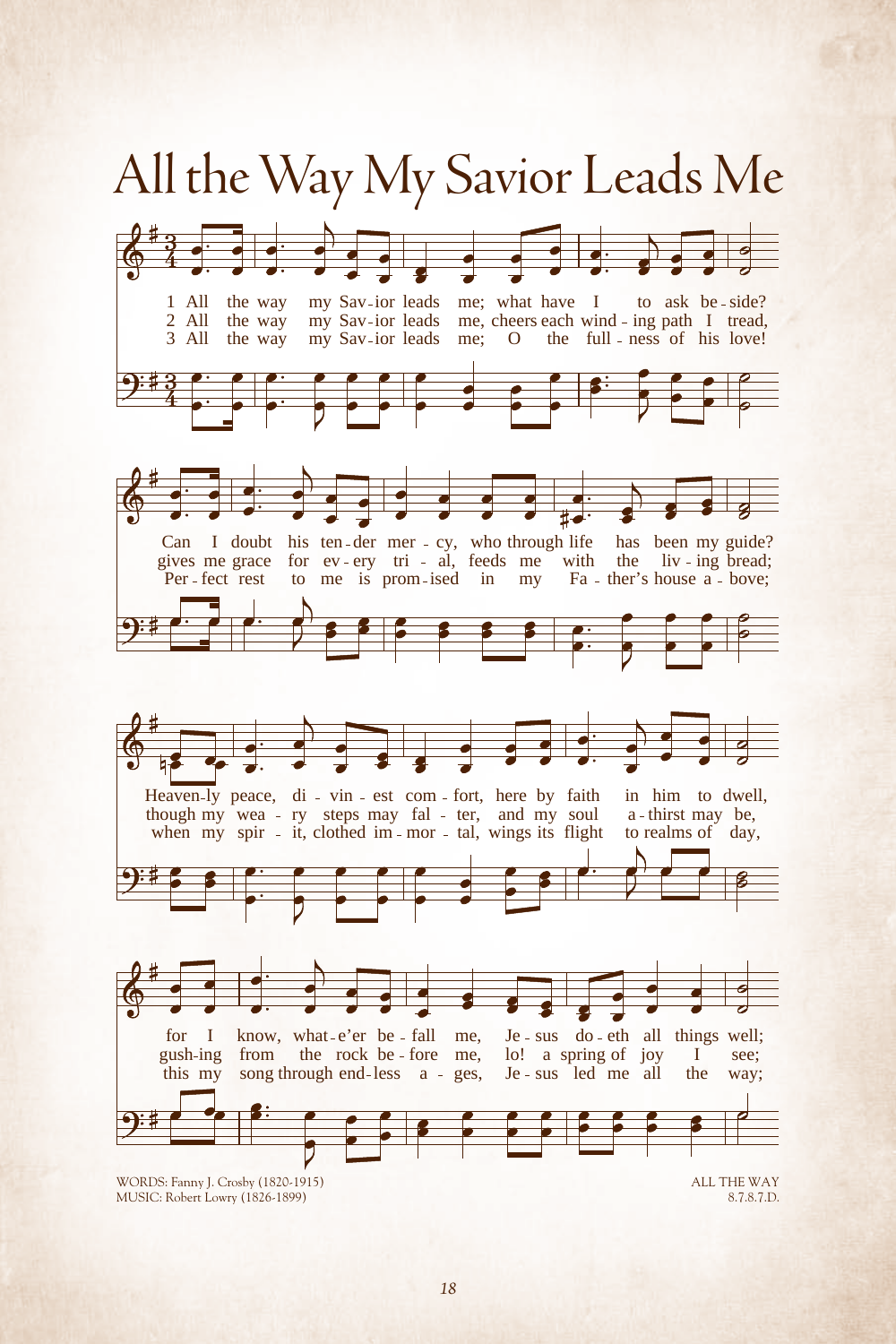# All the Way My Savior Leads Me

1 All the way my Sav-ior leads me; what have I to ask be-side? Can I doubt his ten-der mer-cy, who through life has been my guide? Heaven-ly peace, di-vin-est com-fort, here by faith in him to dwell, for I know, what-e'er be-fall me, Je-sus do-eth all things well;

2 All the way my Sav-ior leads me, cheers each wind-ing path I tread, gives me grace for ev-ery tri-al, feeds me with the liv-ing bread; though my wea-ry steps may fal-ter, and my soul a-thirst may be, gush-ing from the rock be-fore me, lo! a spring of joy I see;

3 All the way my Sav-ior leads me; O the full-ness of his love! Per-fect rest to me is prom-ised in my Fa-ther's house a-bove; when my spir-it, clothed im-mor-tal, wings its flight to realms of day, this my song through end-less a-ges, Je-sus led me all the way;

WORDS: Fanny J. Crosby (1820-1915)
MUSIC: Robert Lowry (1826-1899)

ALL THE WAY
8.7.8.7.D.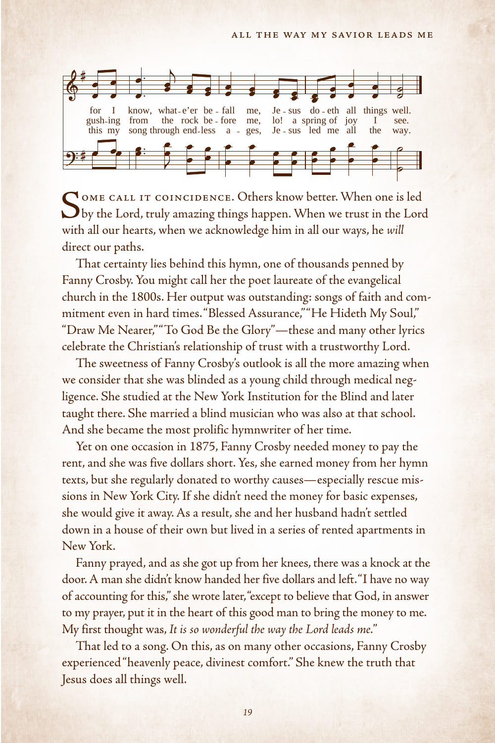Some call it coincidence. Others know better. When one is led by the Lord, truly amazing things happen. When we trust in the Lord with all our hearts, when we acknowledge him in all our ways, he *will* direct our paths.

That certainty lies behind this hymn, one of thousands penned by Fanny Crosby. You might call her the poet laureate of the evangelical church in the 1800s. Her output was outstanding: songs of faith and commitment even in hard times. "Blessed Assurance," "He Hideth My Soul," "Draw Me Nearer," "To God Be the Glory"—these and many other lyrics celebrate the Christian's relationship of trust with a trustworthy Lord.

The sweetness of Fanny Crosby's outlook is all the more amazing when we consider that she was blinded as a young child through medical negligence. She studied at the New York Institution for the Blind and later taught there. She married a blind musician who was also at that school. And she became the most prolific hymnwriter of her time.

Yet on one occasion in 1875, Fanny Crosby needed money to pay the rent, and she was five dollars short. Yes, she earned money from her hymn texts, but she regularly donated to worthy causes—especially rescue missions in New York City. If she didn't need the money for basic expenses, she would give it away. As a result, she and her husband hadn't settled down in a house of their own but lived in a series of rented apartments in New York.

Fanny prayed, and as she got up from her knees, there was a knock at the door. A man she didn't know handed her five dollars and left. "I have no way of accounting for this," she wrote later, "except to believe that God, in answer to my prayer, put it in the heart of this good man to bring the money to me. My first thought was, *It is so wonderful the way the Lord leads me.*"

That led to a song. On this, as on many other occasions, Fanny Crosby experienced "heavenly peace, divinest comfort." She knew the truth that Jesus does all things well.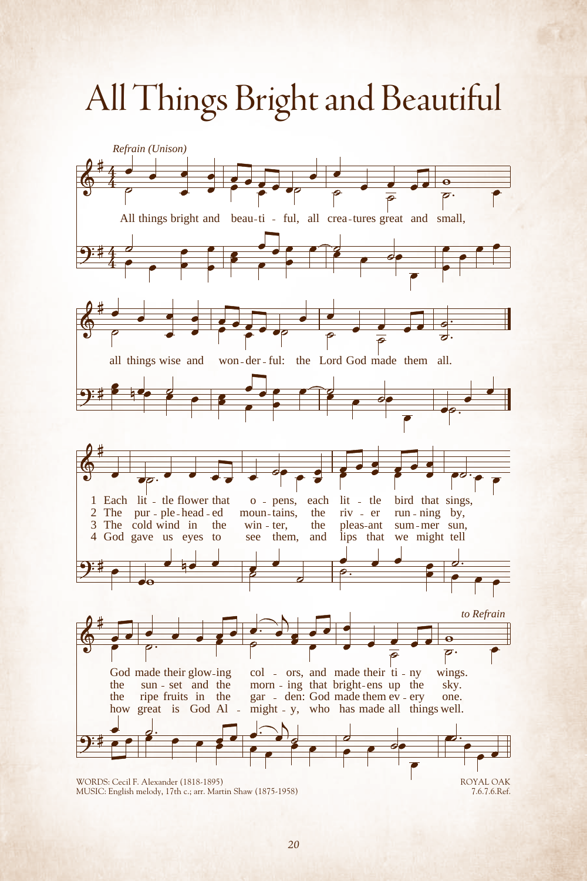# All Things Bright and Beautiful

*Refrain (Unison)*

All things bright and beau-ti - ful, all crea-tures great and small,
all things wise and won-der-ful: the Lord God made them all.

1 Each lit - tle flower that o - pens, each lit - tle bird that sings,
God made their glow-ing col - ors, and made their ti - ny wings.

2 The pur - ple-head - ed moun-tains, the riv - er run - ning by,
the sun - set and the morn - ing that bright-ens up the sky.

3 The cold wind in the win - ter, the pleas-ant sum-mer sun,
the ripe fruits in the gar - den: God made them ev - ery one.

4 God gave us eyes to see them, and lips that we might tell
how great is God Al - might - y, who has made all things well.

*to Refrain*

WORDS: Cecil F. Alexander (1818-1895)
MUSIC: English melody, 17th c.; arr. Martin Shaw (1875-1958)

ROYAL OAK
7.6.7.6.Ref.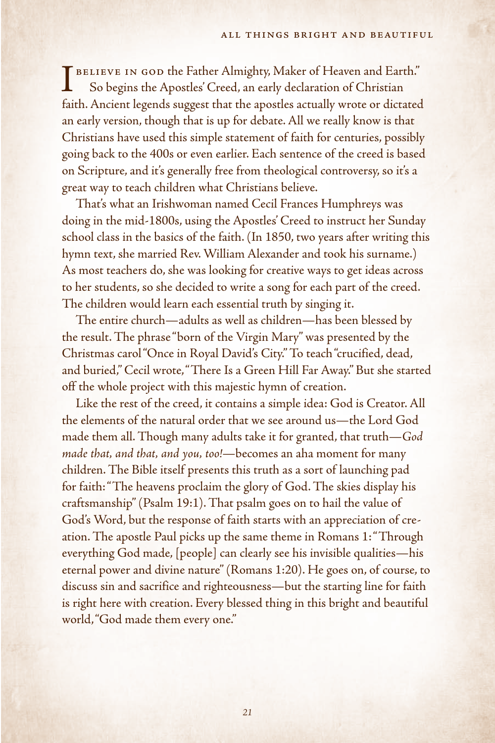I BELIEVE IN GOD the Father Almighty, Maker of Heaven and Earth." So begins the Apostles' Creed, an early declaration of Christian faith. Ancient legends suggest that the apostles actually wrote or dictated an early version, though that is up for debate. All we really know is that Christians have used this simple statement of faith for centuries, possibly going back to the 400s or even earlier. Each sentence of the creed is based on Scripture, and it's generally free from theological controversy, so it's a great way to teach children what Christians believe.

That's what an Irishwoman named Cecil Frances Humphreys was doing in the mid-1800s, using the Apostles' Creed to instruct her Sunday school class in the basics of the faith. (In 1850, two years after writing this hymn text, she married Rev. William Alexander and took his surname.) As most teachers do, she was looking for creative ways to get ideas across to her students, so she decided to write a song for each part of the creed. The children would learn each essential truth by singing it.

The entire church—adults as well as children—has been blessed by the result. The phrase "born of the Virgin Mary" was presented by the Christmas carol "Once in Royal David's City." To teach "crucified, dead, and buried," Cecil wrote, "There Is a Green Hill Far Away." But she started off the whole project with this majestic hymn of creation.

Like the rest of the creed, it contains a simple idea: God is Creator. All the elements of the natural order that we see around us—the Lord God made them all. Though many adults take it for granted, that truth—*God made that, and that, and you, too!*—becomes an aha moment for many children. The Bible itself presents this truth as a sort of launching pad for faith: "The heavens proclaim the glory of God. The skies display his craftsmanship" (Psalm 19:1). That psalm goes on to hail the value of God's Word, but the response of faith starts with an appreciation of creation. The apostle Paul picks up the same theme in Romans 1: "Through everything God made, [people] can clearly see his invisible qualities—his eternal power and divine nature" (Romans 1:20). He goes on, of course, to discuss sin and sacrifice and righteousness—but the starting line for faith is right here with creation. Every blessed thing in this bright and beautiful world, "God made them every one."